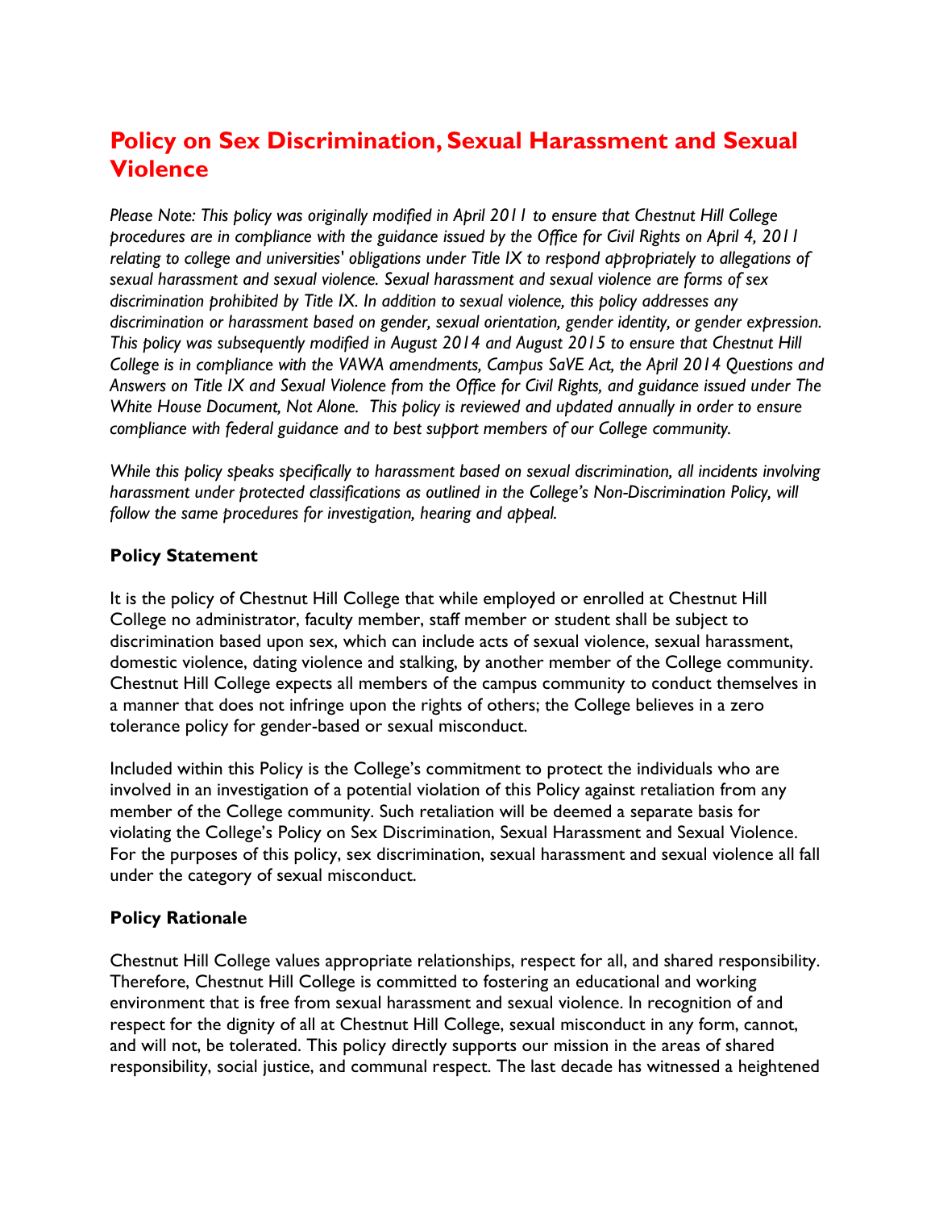# Policy on Sex Discrimination, Sexual Harassment and Sexual Violence

*Please Note: This policy was originally modified in April 2011 to ensure that Chestnut Hill College procedures are in compliance with the guidance issued by the Office for Civil Rights on April 4, 2011 relating to college and universities' obligations under Title IX to respond appropriately to allegations of sexual harassment and sexual violence. Sexual harassment and sexual violence are forms of sex discrimination prohibited by Title IX. In addition to sexual violence, this policy addresses any discrimination or harassment based on gender, sexual orientation, gender identity, or gender expression. This policy was subsequently modified in August 2014 and August 2015 to ensure that Chestnut Hill College is in compliance with the VAWA amendments, Campus SaVE Act, the April 2014 Questions and Answers on Title IX and Sexual Violence from the Office for Civil Rights, and guidance issued under The White House Document, Not Alone. This policy is reviewed and updated annually in order to ensure compliance with federal guidance and to best support members of our College community.*

*While this policy speaks specifically to harassment based on sexual discrimination, all incidents involving harassment under protected classifications as outlined in the College's Non-Discrimination Policy, will follow the same procedures for investigation, hearing and appeal.*

### Policy Statement

It is the policy of Chestnut Hill College that while employed or enrolled at Chestnut Hill College no administrator, faculty member, staff member or student shall be subject to discrimination based upon sex, which can include acts of sexual violence, sexual harassment, domestic violence, dating violence and stalking, by another member of the College community. Chestnut Hill College expects all members of the campus community to conduct themselves in a manner that does not infringe upon the rights of others; the College believes in a zero tolerance policy for gender-based or sexual misconduct.

Included within this Policy is the College's commitment to protect the individuals who are involved in an investigation of a potential violation of this Policy against retaliation from any member of the College community. Such retaliation will be deemed a separate basis for violating the College's Policy on Sex Discrimination, Sexual Harassment and Sexual Violence. For the purposes of this policy, sex discrimination, sexual harassment and sexual violence all fall under the category of sexual misconduct.

### Policy Rationale

Chestnut Hill College values appropriate relationships, respect for all, and shared responsibility. Therefore, Chestnut Hill College is committed to fostering an educational and working environment that is free from sexual harassment and sexual violence. In recognition of and respect for the dignity of all at Chestnut Hill College, sexual misconduct in any form, cannot, and will not, be tolerated. This policy directly supports our mission in the areas of shared responsibility, social justice, and communal respect. The last decade has witnessed a heightened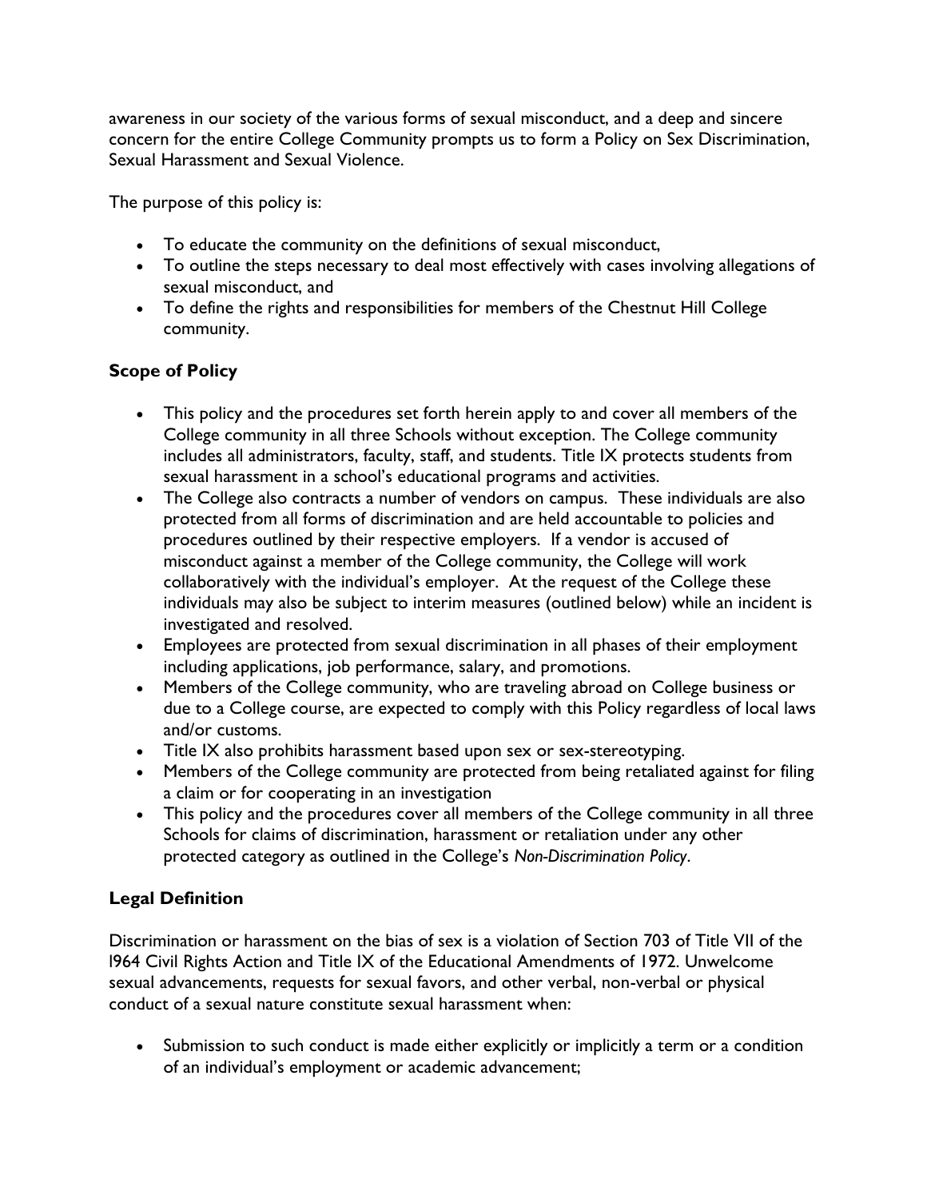awareness in our society of the various forms of sexual misconduct, and a deep and sincere concern for the entire College Community prompts us to form a Policy on Sex Discrimination, Sexual Harassment and Sexual Violence.

The purpose of this policy is:

- To educate the community on the definitions of sexual misconduct,
- To outline the steps necessary to deal most effectively with cases involving allegations of sexual misconduct, and
- To define the rights and responsibilities for members of the Chestnut Hill College community.

## Scope of Policy

- This policy and the procedures set forth herein apply to and cover all members of the College community in all three Schools without exception. The College community includes all administrators, faculty, staff, and students. Title IX protects students from sexual harassment in a school's educational programs and activities.
- The College also contracts a number of vendors on campus. These individuals are also protected from all forms of discrimination and are held accountable to policies and procedures outlined by their respective employers. If a vendor is accused of misconduct against a member of the College community, the College will work collaboratively with the individual's employer. At the request of the College these individuals may also be subject to interim measures (outlined below) while an incident is investigated and resolved.
- Employees are protected from sexual discrimination in all phases of their employment including applications, job performance, salary, and promotions.
- Members of the College community, who are traveling abroad on College business or due to a College course, are expected to comply with this Policy regardless of local laws and/or customs.
- Title IX also prohibits harassment based upon sex or sex-stereotyping.
- Members of the College community are protected from being retaliated against for filing a claim or for cooperating in an investigation
- This policy and the procedures cover all members of the College community in all three Schools for claims of discrimination, harassment or retaliation under any other protected category as outlined in the College's *Non-Discrimination Policy*.

## Legal Definition

Discrimination or harassment on the bias of sex is a violation of Section 703 of Title VII of the l964 Civil Rights Action and Title IX of the Educational Amendments of 1972. Unwelcome sexual advancements, requests for sexual favors, and other verbal, non-verbal or physical conduct of a sexual nature constitute sexual harassment when:

- Submission to such conduct is made either explicitly or implicitly a term or a condition of an individual's employment or academic advancement;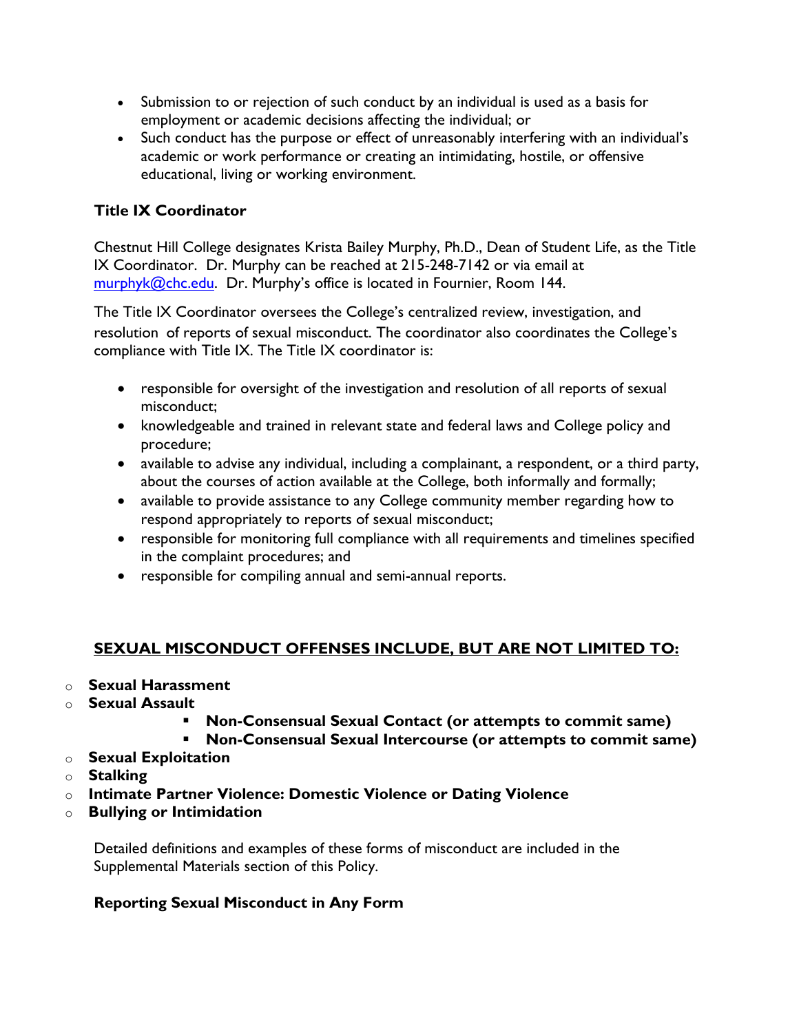- Submission to or rejection of such conduct by an individual is used as a basis for employment or academic decisions affecting the individual; or
- Such conduct has the purpose or effect of unreasonably interfering with an individual's academic or work performance or creating an intimidating, hostile, or offensive educational, living or working environment.

**Title IX Coordinator**

Chestnut Hill College designates Krista Bailey Murphy, Ph.D., Dean of Student Life, as the Title IX Coordinator. Dr. Murphy can be reached at 215-248-7142 or via email at murphyk@chc.edu. Dr. Murphy's office is located in Fournier, Room 144.

The Title IX Coordinator oversees the College's centralized review, investigation, and resolution of reports of sexual misconduct. The coordinator also coordinates the College's compliance with Title IX. The Title IX coordinator is:

- responsible for oversight of the investigation and resolution of all reports of sexual misconduct;
- knowledgeable and trained in relevant state and federal laws and College policy and procedure;
- available to advise any individual, including a complainant, a respondent, or a third party, about the courses of action available at the College, both informally and formally;
- available to provide assistance to any College community member regarding how to respond appropriately to reports of sexual misconduct;
- responsible for monitoring full compliance with all requirements and timelines specified in the complaint procedures; and
- responsible for compiling annual and semi-annual reports.

**SEXUAL MISCONDUCT OFFENSES INCLUDE, BUT ARE NOT LIMITED TO:**

- **Sexual Harassment**
- **Sexual Assault**
  - **Non-Consensual Sexual Contact (or attempts to commit same)**
  - **Non-Consensual Sexual Intercourse (or attempts to commit same)**
- **Sexual Exploitation**
- **Stalking**
- **Intimate Partner Violence: Domestic Violence or Dating Violence**
- **Bullying or Intimidation**

Detailed definitions and examples of these forms of misconduct are included in the Supplemental Materials section of this Policy.

**Reporting Sexual Misconduct in Any Form**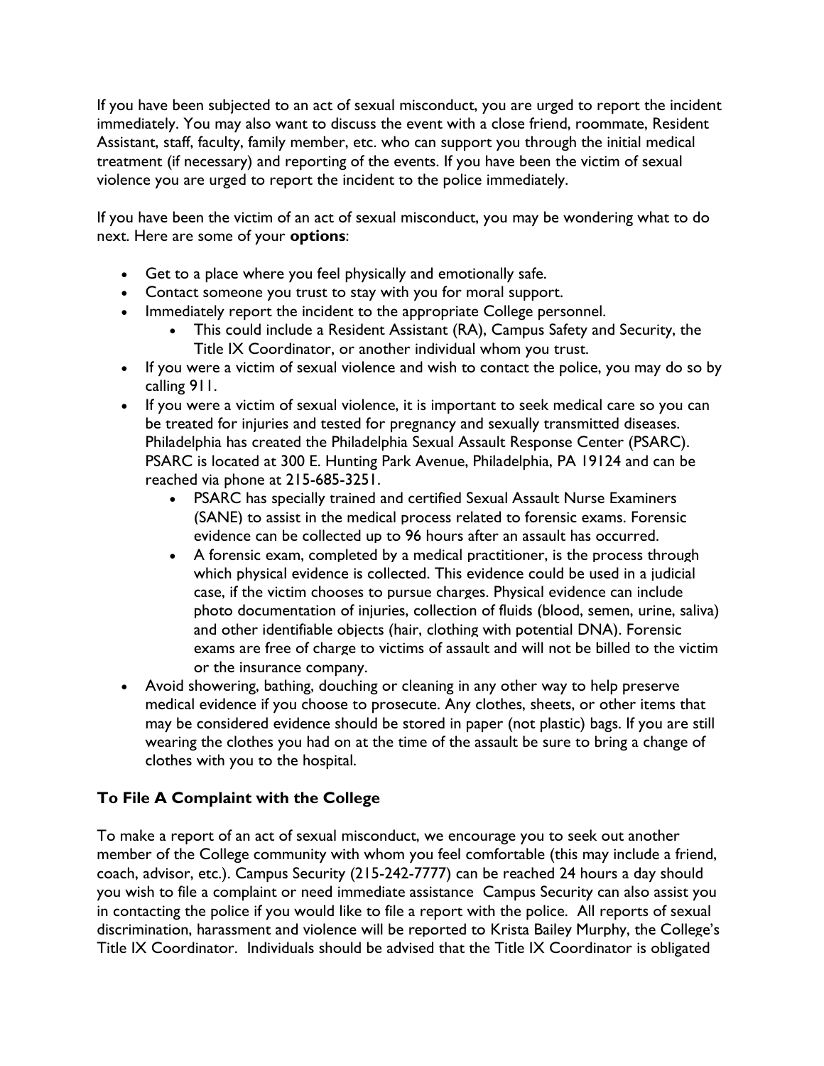If you have been subjected to an act of sexual misconduct, you are urged to report the incident immediately. You may also want to discuss the event with a close friend, roommate, Resident Assistant, staff, faculty, family member, etc. who can support you through the initial medical treatment (if necessary) and reporting of the events. If you have been the victim of sexual violence you are urged to report the incident to the police immediately.

If you have been the victim of an act of sexual misconduct, you may be wondering what to do next. Here are some of your **options**:

- Get to a place where you feel physically and emotionally safe.
- Contact someone you trust to stay with you for moral support.
- Immediately report the incident to the appropriate College personnel.
  - This could include a Resident Assistant (RA), Campus Safety and Security, the Title IX Coordinator, or another individual whom you trust.
- If you were a victim of sexual violence and wish to contact the police, you may do so by calling 911.
- If you were a victim of sexual violence, it is important to seek medical care so you can be treated for injuries and tested for pregnancy and sexually transmitted diseases. Philadelphia has created the Philadelphia Sexual Assault Response Center (PSARC). PSARC is located at 300 E. Hunting Park Avenue, Philadelphia, PA 19124 and can be reached via phone at 215-685-3251.
  - PSARC has specially trained and certified Sexual Assault Nurse Examiners (SANE) to assist in the medical process related to forensic exams. Forensic evidence can be collected up to 96 hours after an assault has occurred.
  - A forensic exam, completed by a medical practitioner, is the process through which physical evidence is collected. This evidence could be used in a judicial case, if the victim chooses to pursue charges. Physical evidence can include photo documentation of injuries, collection of fluids (blood, semen, urine, saliva) and other identifiable objects (hair, clothing with potential DNA). Forensic exams are free of charge to victims of assault and will not be billed to the victim or the insurance company.
- Avoid showering, bathing, douching or cleaning in any other way to help preserve medical evidence if you choose to prosecute. Any clothes, sheets, or other items that may be considered evidence should be stored in paper (not plastic) bags. If you are still wearing the clothes you had on at the time of the assault be sure to bring a change of clothes with you to the hospital.

### To File A Complaint with the College

To make a report of an act of sexual misconduct, we encourage you to seek out another member of the College community with whom you feel comfortable (this may include a friend, coach, advisor, etc.). Campus Security (215-242-7777) can be reached 24 hours a day should you wish to file a complaint or need immediate assistance Campus Security can also assist you in contacting the police if you would like to file a report with the police. All reports of sexual discrimination, harassment and violence will be reported to Krista Bailey Murphy, the College's Title IX Coordinator. Individuals should be advised that the Title IX Coordinator is obligated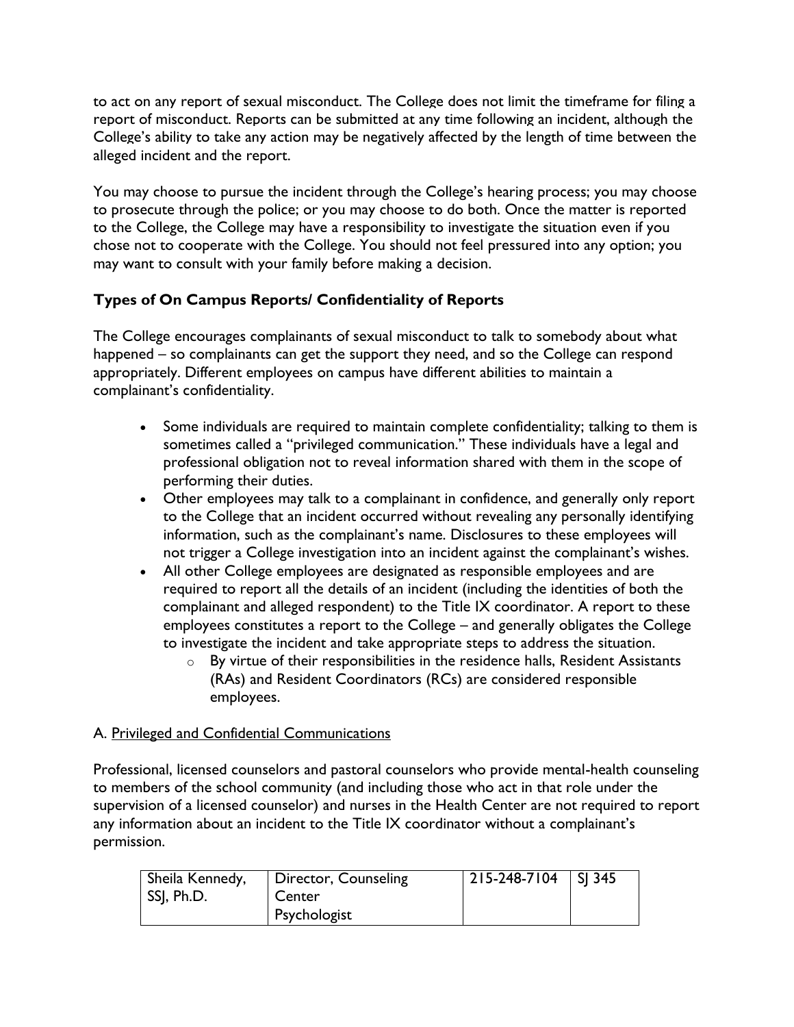to act on any report of sexual misconduct. The College does not limit the timeframe for filing a report of misconduct. Reports can be submitted at any time following an incident, although the College's ability to take any action may be negatively affected by the length of time between the alleged incident and the report.

You may choose to pursue the incident through the College's hearing process; you may choose to prosecute through the police; or you may choose to do both. Once the matter is reported to the College, the College may have a responsibility to investigate the situation even if you chose not to cooperate with the College. You should not feel pressured into any option; you may want to consult with your family before making a decision.

### Types of On Campus Reports/ Confidentiality of Reports

The College encourages complainants of sexual misconduct to talk to somebody about what happened – so complainants can get the support they need, and so the College can respond appropriately. Different employees on campus have different abilities to maintain a complainant's confidentiality.

- Some individuals are required to maintain complete confidentiality; talking to them is sometimes called a "privileged communication." These individuals have a legal and professional obligation not to reveal information shared with them in the scope of performing their duties.
- Other employees may talk to a complainant in confidence, and generally only report to the College that an incident occurred without revealing any personally identifying information, such as the complainant's name. Disclosures to these employees will not trigger a College investigation into an incident against the complainant's wishes.
- All other College employees are designated as responsible employees and are required to report all the details of an incident (including the identities of both the complainant and alleged respondent) to the Title IX coordinator. A report to these employees constitutes a report to the College – and generally obligates the College to investigate the incident and take appropriate steps to address the situation.
    - By virtue of their responsibilities in the residence halls, Resident Assistants (RAs) and Resident Coordinators (RCs) are considered responsible employees.

A. <u>Privileged and Confidential Communications</u>

Professional, licensed counselors and pastoral counselors who provide mental-health counseling to members of the school community (and including those who act in that role under the supervision of a licensed counselor) and nurses in the Health Center are not required to report any information about an incident to the Title IX coordinator without a complainant's permission.

| | | | |
|---|---|---|---|
| Sheila Kennedy, SSJ, Ph.D. | Director, Counseling Center Psychologist | 215-248-7104 | SJ 345 |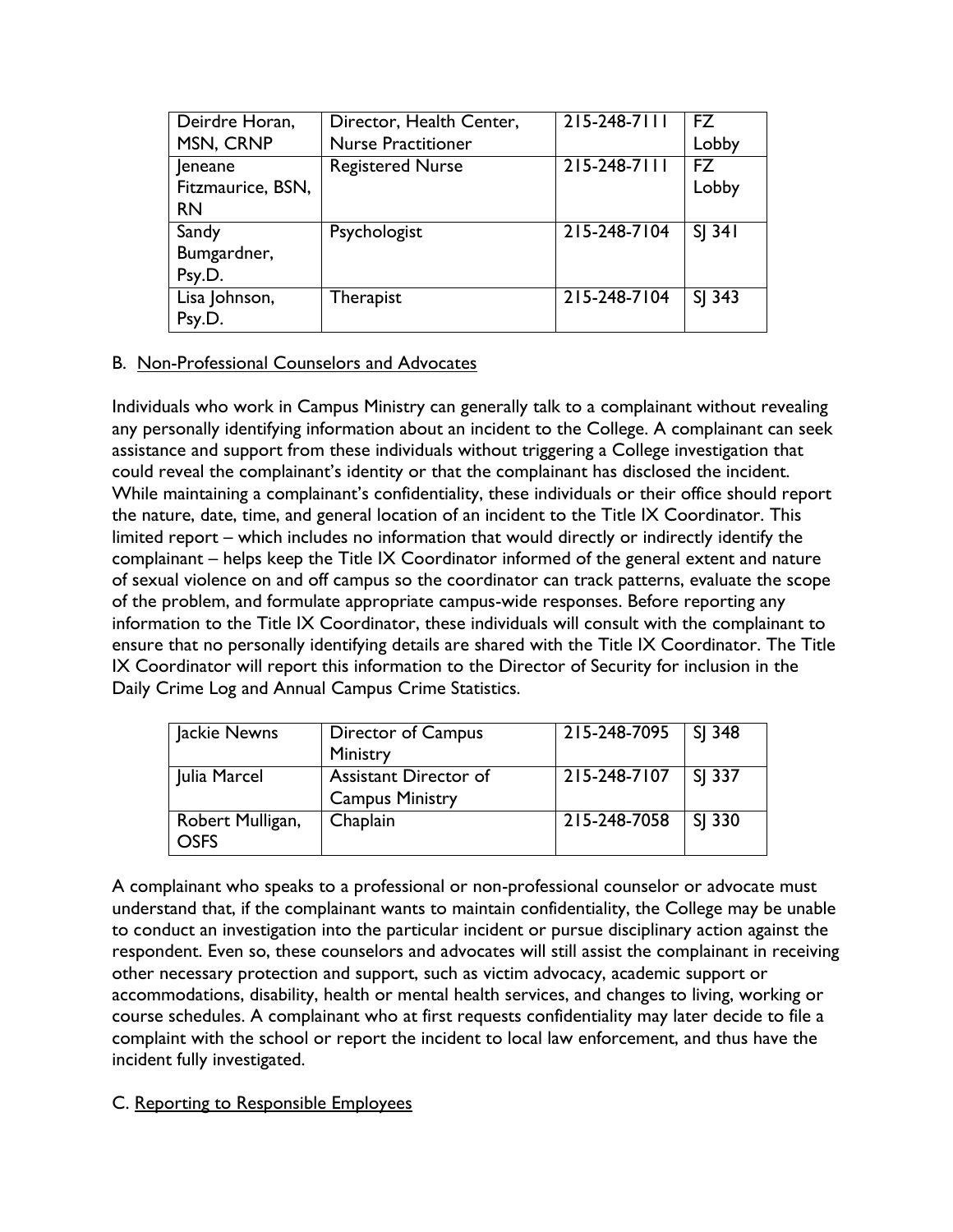| | | | |
|---|---|---|---|
| Deirdre Horan, MSN, CRNP | Director, Health Center, Nurse Practitioner | 215-248-7111 | FZ Lobby |
| Jeneane Fitzmaurice, BSN, RN | Registered Nurse | 215-248-7111 | FZ Lobby |
| Sandy Bumgardner, Psy.D. | Psychologist | 215-248-7104 | SJ 341 |
| Lisa Johnson, Psy.D. | Therapist | 215-248-7104 | SJ 343 |

B. Non-Professional Counselors and Advocates

Individuals who work in Campus Ministry can generally talk to a complainant without revealing any personally identifying information about an incident to the College. A complainant can seek assistance and support from these individuals without triggering a College investigation that could reveal the complainant's identity or that the complainant has disclosed the incident. While maintaining a complainant's confidentiality, these individuals or their office should report the nature, date, time, and general location of an incident to the Title IX Coordinator. This limited report – which includes no information that would directly or indirectly identify the complainant – helps keep the Title IX Coordinator informed of the general extent and nature of sexual violence on and off campus so the coordinator can track patterns, evaluate the scope of the problem, and formulate appropriate campus-wide responses. Before reporting any information to the Title IX Coordinator, these individuals will consult with the complainant to ensure that no personally identifying details are shared with the Title IX Coordinator. The Title IX Coordinator will report this information to the Director of Security for inclusion in the Daily Crime Log and Annual Campus Crime Statistics.

| | | | |
|---|---|---|---|
| Jackie Newns | Director of Campus Ministry | 215-248-7095 | SJ 348 |
| Julia Marcel | Assistant Director of Campus Ministry | 215-248-7107 | SJ 337 |
| Robert Mulligan, OSFS | Chaplain | 215-248-7058 | SJ 330 |

A complainant who speaks to a professional or non-professional counselor or advocate must understand that, if the complainant wants to maintain confidentiality, the College may be unable to conduct an investigation into the particular incident or pursue disciplinary action against the respondent. Even so, these counselors and advocates will still assist the complainant in receiving other necessary protection and support, such as victim advocacy, academic support or accommodations, disability, health or mental health services, and changes to living, working or course schedules. A complainant who at first requests confidentiality may later decide to file a complaint with the school or report the incident to local law enforcement, and thus have the incident fully investigated.

C. Reporting to Responsible Employees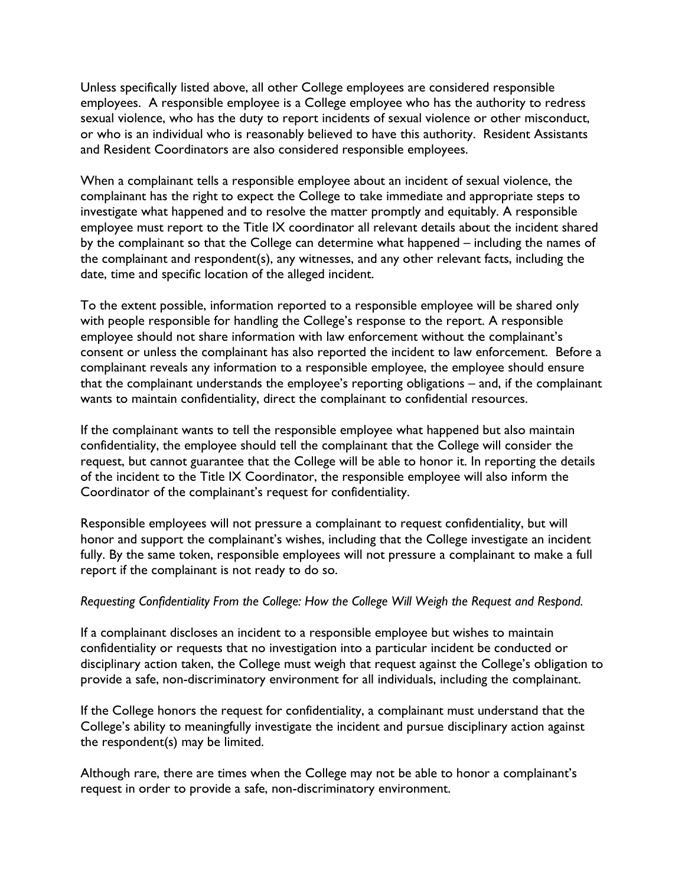Unless specifically listed above, all other College employees are considered responsible employees. A responsible employee is a College employee who has the authority to redress sexual violence, who has the duty to report incidents of sexual violence or other misconduct, or who is an individual who is reasonably believed to have this authority. Resident Assistants and Resident Coordinators are also considered responsible employees.

When a complainant tells a responsible employee about an incident of sexual violence, the complainant has the right to expect the College to take immediate and appropriate steps to investigate what happened and to resolve the matter promptly and equitably. A responsible employee must report to the Title IX coordinator all relevant details about the incident shared by the complainant so that the College can determine what happened – including the names of the complainant and respondent(s), any witnesses, and any other relevant facts, including the date, time and specific location of the alleged incident.

To the extent possible, information reported to a responsible employee will be shared only with people responsible for handling the College's response to the report. A responsible employee should not share information with law enforcement without the complainant's consent or unless the complainant has also reported the incident to law enforcement. Before a complainant reveals any information to a responsible employee, the employee should ensure that the complainant understands the employee's reporting obligations – and, if the complainant wants to maintain confidentiality, direct the complainant to confidential resources.

If the complainant wants to tell the responsible employee what happened but also maintain confidentiality, the employee should tell the complainant that the College will consider the request, but cannot guarantee that the College will be able to honor it. In reporting the details of the incident to the Title IX Coordinator, the responsible employee will also inform the Coordinator of the complainant's request for confidentiality.

Responsible employees will not pressure a complainant to request confidentiality, but will honor and support the complainant's wishes, including that the College investigate an incident fully. By the same token, responsible employees will not pressure a complainant to make a full report if the complainant is not ready to do so.

*Requesting Confidentiality From the College: How the College Will Weigh the Request and Respond.*

If a complainant discloses an incident to a responsible employee but wishes to maintain confidentiality or requests that no investigation into a particular incident be conducted or disciplinary action taken, the College must weigh that request against the College's obligation to provide a safe, non-discriminatory environment for all individuals, including the complainant.

If the College honors the request for confidentiality, a complainant must understand that the College's ability to meaningfully investigate the incident and pursue disciplinary action against the respondent(s) may be limited.

Although rare, there are times when the College may not be able to honor a complainant's request in order to provide a safe, non-discriminatory environment.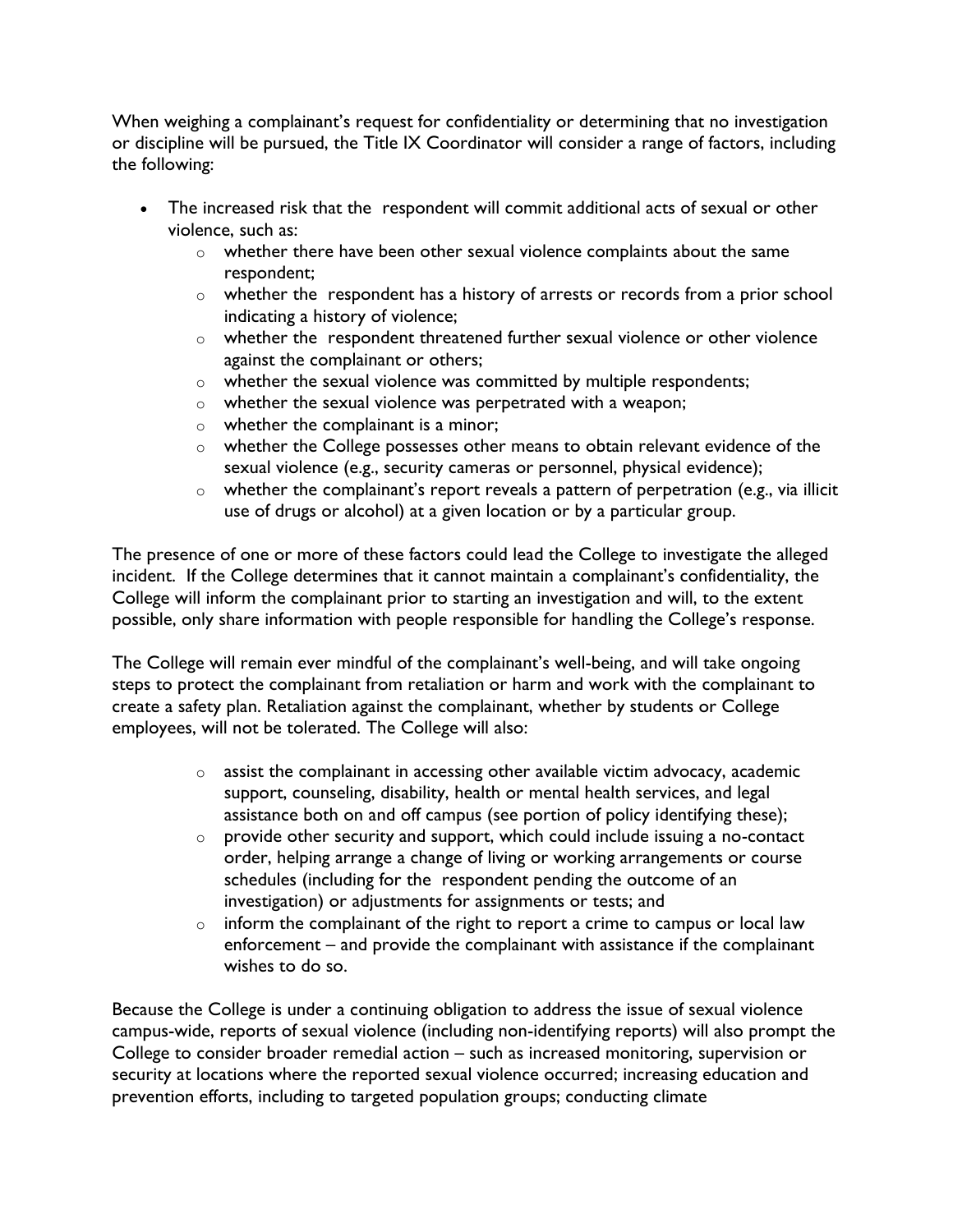When weighing a complainant's request for confidentiality or determining that no investigation or discipline will be pursued, the Title IX Coordinator will consider a range of factors, including the following:

- The increased risk that the respondent will commit additional acts of sexual or other violence, such as:
  - whether there have been other sexual violence complaints about the same respondent;
  - whether the respondent has a history of arrests or records from a prior school indicating a history of violence;
  - whether the respondent threatened further sexual violence or other violence against the complainant or others;
  - whether the sexual violence was committed by multiple respondents;
  - whether the sexual violence was perpetrated with a weapon;
  - whether the complainant is a minor;
  - whether the College possesses other means to obtain relevant evidence of the sexual violence (e.g., security cameras or personnel, physical evidence);
  - whether the complainant's report reveals a pattern of perpetration (e.g., via illicit use of drugs or alcohol) at a given location or by a particular group.

The presence of one or more of these factors could lead the College to investigate the alleged incident. If the College determines that it cannot maintain a complainant's confidentiality, the College will inform the complainant prior to starting an investigation and will, to the extent possible, only share information with people responsible for handling the College's response.

The College will remain ever mindful of the complainant's well-being, and will take ongoing steps to protect the complainant from retaliation or harm and work with the complainant to create a safety plan. Retaliation against the complainant, whether by students or College employees, will not be tolerated. The College will also:

- assist the complainant in accessing other available victim advocacy, academic support, counseling, disability, health or mental health services, and legal assistance both on and off campus (see portion of policy identifying these);
- provide other security and support, which could include issuing a no-contact order, helping arrange a change of living or working arrangements or course schedules (including for the respondent pending the outcome of an investigation) or adjustments for assignments or tests; and
- inform the complainant of the right to report a crime to campus or local law enforcement – and provide the complainant with assistance if the complainant wishes to do so.

Because the College is under a continuing obligation to address the issue of sexual violence campus-wide, reports of sexual violence (including non-identifying reports) will also prompt the College to consider broader remedial action – such as increased monitoring, supervision or security at locations where the reported sexual violence occurred; increasing education and prevention efforts, including to targeted population groups; conducting climate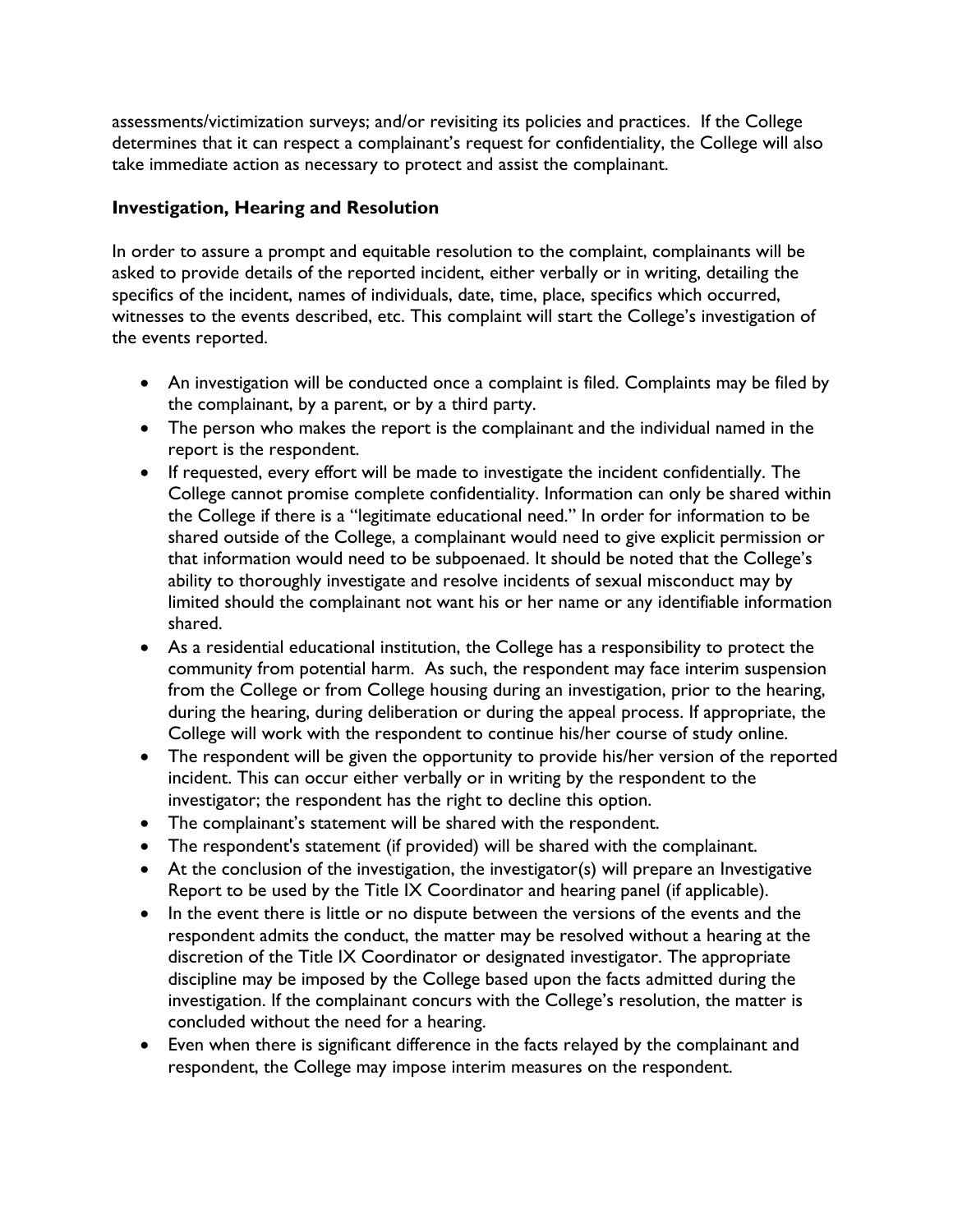assessments/victimization surveys; and/or revisiting its policies and practices. If the College determines that it can respect a complainant's request for confidentiality, the College will also take immediate action as necessary to protect and assist the complainant.

### Investigation, Hearing and Resolution

In order to assure a prompt and equitable resolution to the complaint, complainants will be asked to provide details of the reported incident, either verbally or in writing, detailing the specifics of the incident, names of individuals, date, time, place, specifics which occurred, witnesses to the events described, etc. This complaint will start the College's investigation of the events reported.

- An investigation will be conducted once a complaint is filed. Complaints may be filed by the complainant, by a parent, or by a third party.
- The person who makes the report is the complainant and the individual named in the report is the respondent.
- If requested, every effort will be made to investigate the incident confidentially. The College cannot promise complete confidentiality. Information can only be shared within the College if there is a "legitimate educational need." In order for information to be shared outside of the College, a complainant would need to give explicit permission or that information would need to be subpoenaed. It should be noted that the College's ability to thoroughly investigate and resolve incidents of sexual misconduct may by limited should the complainant not want his or her name or any identifiable information shared.
- As a residential educational institution, the College has a responsibility to protect the community from potential harm. As such, the respondent may face interim suspension from the College or from College housing during an investigation, prior to the hearing, during the hearing, during deliberation or during the appeal process. If appropriate, the College will work with the respondent to continue his/her course of study online.
- The respondent will be given the opportunity to provide his/her version of the reported incident. This can occur either verbally or in writing by the respondent to the investigator; the respondent has the right to decline this option.
- The complainant's statement will be shared with the respondent.
- The respondent's statement (if provided) will be shared with the complainant.
- At the conclusion of the investigation, the investigator(s) will prepare an Investigative Report to be used by the Title IX Coordinator and hearing panel (if applicable).
- In the event there is little or no dispute between the versions of the events and the respondent admits the conduct, the matter may be resolved without a hearing at the discretion of the Title IX Coordinator or designated investigator. The appropriate discipline may be imposed by the College based upon the facts admitted during the investigation. If the complainant concurs with the College's resolution, the matter is concluded without the need for a hearing.
- Even when there is significant difference in the facts relayed by the complainant and respondent, the College may impose interim measures on the respondent.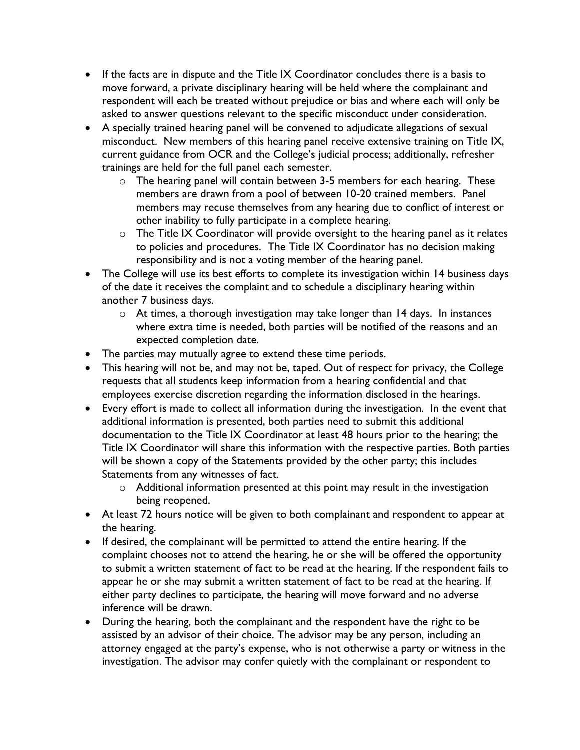- If the facts are in dispute and the Title IX Coordinator concludes there is a basis to move forward, a private disciplinary hearing will be held where the complainant and respondent will each be treated without prejudice or bias and where each will only be asked to answer questions relevant to the specific misconduct under consideration.
- A specially trained hearing panel will be convened to adjudicate allegations of sexual misconduct. New members of this hearing panel receive extensive training on Title IX, current guidance from OCR and the College's judicial process; additionally, refresher trainings are held for the full panel each semester.
    - The hearing panel will contain between 3-5 members for each hearing. These members are drawn from a pool of between 10-20 trained members. Panel members may recuse themselves from any hearing due to conflict of interest or other inability to fully participate in a complete hearing.
    - The Title IX Coordinator will provide oversight to the hearing panel as it relates to policies and procedures. The Title IX Coordinator has no decision making responsibility and is not a voting member of the hearing panel.
- The College will use its best efforts to complete its investigation within 14 business days of the date it receives the complaint and to schedule a disciplinary hearing within another 7 business days.
    - At times, a thorough investigation may take longer than 14 days. In instances where extra time is needed, both parties will be notified of the reasons and an expected completion date.
- The parties may mutually agree to extend these time periods.
- This hearing will not be, and may not be, taped. Out of respect for privacy, the College requests that all students keep information from a hearing confidential and that employees exercise discretion regarding the information disclosed in the hearings.
- Every effort is made to collect all information during the investigation. In the event that additional information is presented, both parties need to submit this additional documentation to the Title IX Coordinator at least 48 hours prior to the hearing; the Title IX Coordinator will share this information with the respective parties. Both parties will be shown a copy of the Statements provided by the other party; this includes Statements from any witnesses of fact.
    - Additional information presented at this point may result in the investigation being reopened.
- At least 72 hours notice will be given to both complainant and respondent to appear at the hearing.
- If desired, the complainant will be permitted to attend the entire hearing. If the complaint chooses not to attend the hearing, he or she will be offered the opportunity to submit a written statement of fact to be read at the hearing. If the respondent fails to appear he or she may submit a written statement of fact to be read at the hearing. If either party declines to participate, the hearing will move forward and no adverse inference will be drawn.
- During the hearing, both the complainant and the respondent have the right to be assisted by an advisor of their choice. The advisor may be any person, including an attorney engaged at the party's expense, who is not otherwise a party or witness in the investigation. The advisor may confer quietly with the complainant or respondent to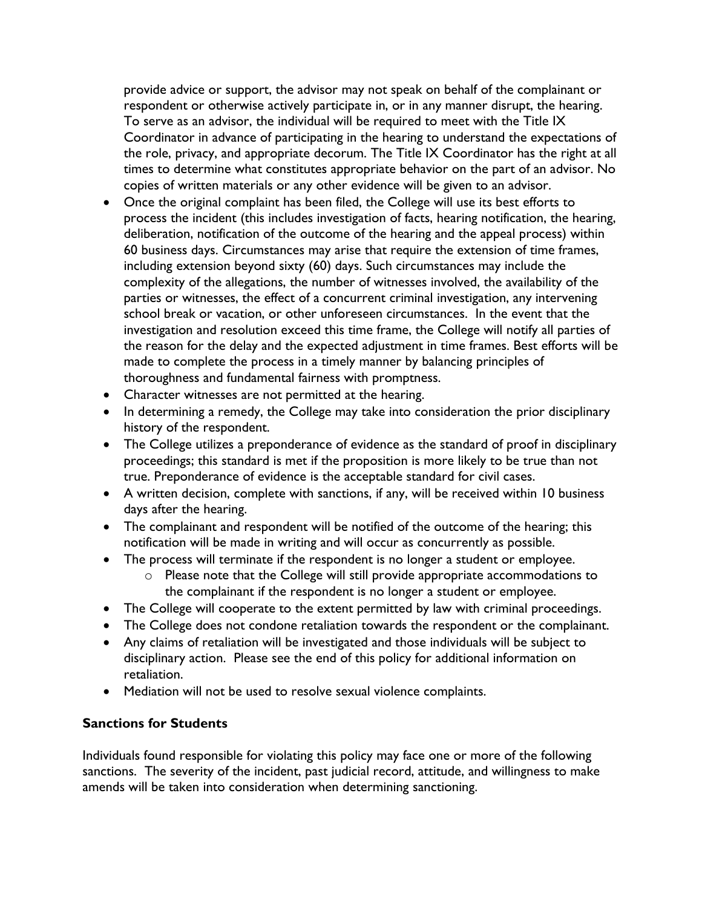provide advice or support, the advisor may not speak on behalf of the complainant or respondent or otherwise actively participate in, or in any manner disrupt, the hearing. To serve as an advisor, the individual will be required to meet with the Title IX Coordinator in advance of participating in the hearing to understand the expectations of the role, privacy, and appropriate decorum. The Title IX Coordinator has the right at all times to determine what constitutes appropriate behavior on the part of an advisor. No copies of written materials or any other evidence will be given to an advisor.

- Once the original complaint has been filed, the College will use its best efforts to process the incident (this includes investigation of facts, hearing notification, the hearing, deliberation, notification of the outcome of the hearing and the appeal process) within 60 business days. Circumstances may arise that require the extension of time frames, including extension beyond sixty (60) days. Such circumstances may include the complexity of the allegations, the number of witnesses involved, the availability of the parties or witnesses, the effect of a concurrent criminal investigation, any intervening school break or vacation, or other unforeseen circumstances. In the event that the investigation and resolution exceed this time frame, the College will notify all parties of the reason for the delay and the expected adjustment in time frames. Best efforts will be made to complete the process in a timely manner by balancing principles of thoroughness and fundamental fairness with promptness.
- Character witnesses are not permitted at the hearing.
- In determining a remedy, the College may take into consideration the prior disciplinary history of the respondent.
- The College utilizes a preponderance of evidence as the standard of proof in disciplinary proceedings; this standard is met if the proposition is more likely to be true than not true. Preponderance of evidence is the acceptable standard for civil cases.
- A written decision, complete with sanctions, if any, will be received within 10 business days after the hearing.
- The complainant and respondent will be notified of the outcome of the hearing; this notification will be made in writing and will occur as concurrently as possible.
- The process will terminate if the respondent is no longer a student or employee.
    - Please note that the College will still provide appropriate accommodations to the complainant if the respondent is no longer a student or employee.
- The College will cooperate to the extent permitted by law with criminal proceedings.
- The College does not condone retaliation towards the respondent or the complainant.
- Any claims of retaliation will be investigated and those individuals will be subject to disciplinary action. Please see the end of this policy for additional information on retaliation.
- Mediation will not be used to resolve sexual violence complaints.

### Sanctions for Students

Individuals found responsible for violating this policy may face one or more of the following sanctions. The severity of the incident, past judicial record, attitude, and willingness to make amends will be taken into consideration when determining sanctioning.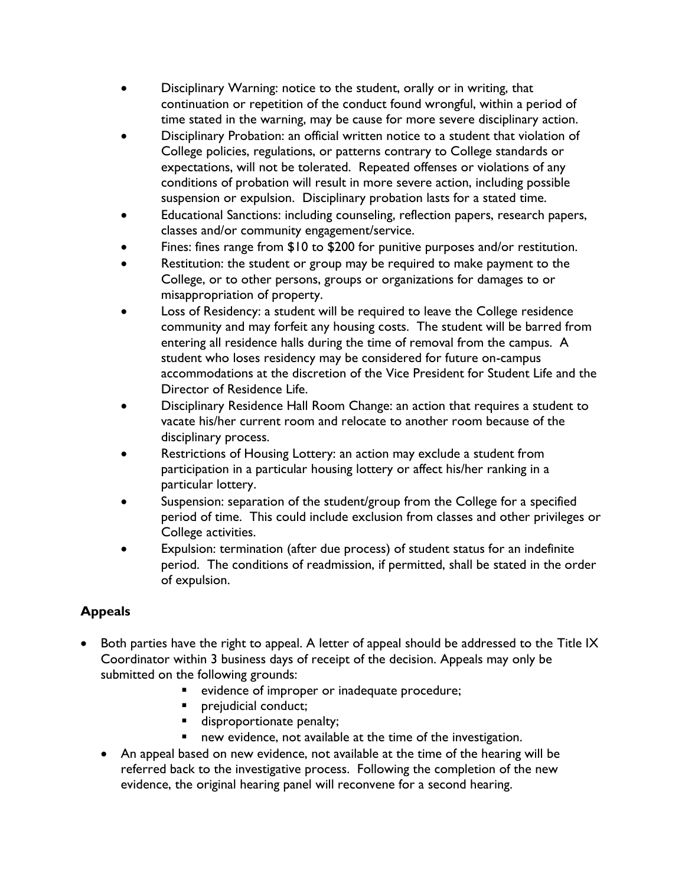- Disciplinary Warning: notice to the student, orally or in writing, that continuation or repetition of the conduct found wrongful, within a period of time stated in the warning, may be cause for more severe disciplinary action.
- Disciplinary Probation: an official written notice to a student that violation of College policies, regulations, or patterns contrary to College standards or expectations, will not be tolerated. Repeated offenses or violations of any conditions of probation will result in more severe action, including possible suspension or expulsion. Disciplinary probation lasts for a stated time.
- Educational Sanctions: including counseling, reflection papers, research papers, classes and/or community engagement/service.
- Fines: fines range from $10 to $200 for punitive purposes and/or restitution.
- Restitution: the student or group may be required to make payment to the College, or to other persons, groups or organizations for damages to or misappropriation of property.
- Loss of Residency: a student will be required to leave the College residence community and may forfeit any housing costs. The student will be barred from entering all residence halls during the time of removal from the campus. A student who loses residency may be considered for future on-campus accommodations at the discretion of the Vice President for Student Life and the Director of Residence Life.
- Disciplinary Residence Hall Room Change: an action that requires a student to vacate his/her current room and relocate to another room because of the disciplinary process.
- Restrictions of Housing Lottery: an action may exclude a student from participation in a particular housing lottery or affect his/her ranking in a particular lottery.
- Suspension: separation of the student/group from the College for a specified period of time. This could include exclusion from classes and other privileges or College activities.
- Expulsion: termination (after due process) of student status for an indefinite period. The conditions of readmission, if permitted, shall be stated in the order of expulsion.

## Appeals

- Both parties have the right to appeal. A letter of appeal should be addressed to the Title IX Coordinator within 3 business days of receipt of the decision. Appeals may only be submitted on the following grounds:
    - evidence of improper or inadequate procedure;
    - prejudicial conduct;
    - disproportionate penalty;
    - new evidence, not available at the time of the investigation.
- An appeal based on new evidence, not available at the time of the hearing will be referred back to the investigative process. Following the completion of the new evidence, the original hearing panel will reconvene for a second hearing.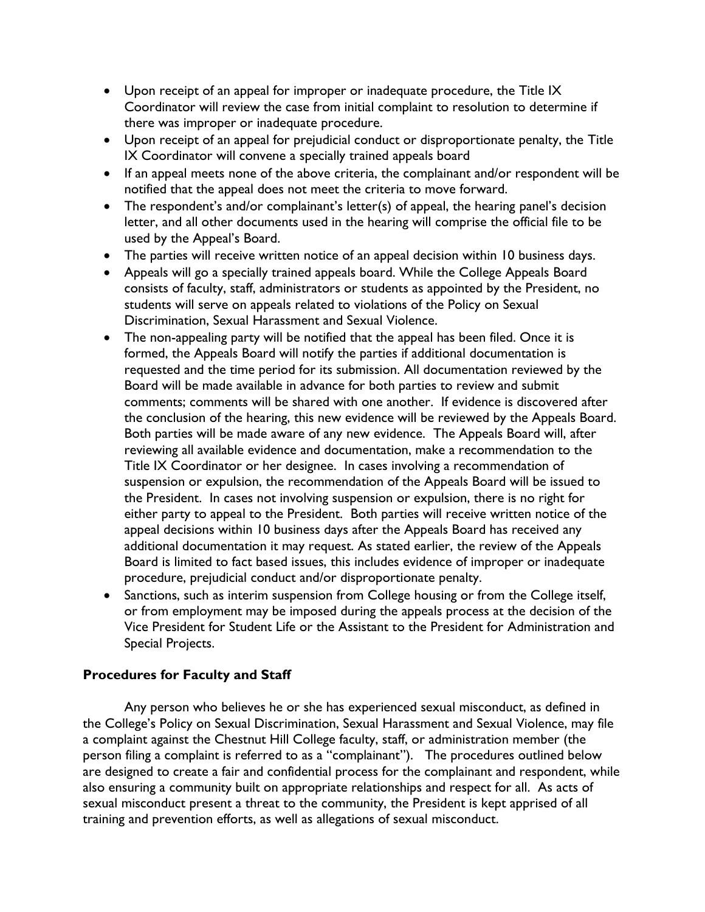- Upon receipt of an appeal for improper or inadequate procedure, the Title IX Coordinator will review the case from initial complaint to resolution to determine if there was improper or inadequate procedure.
- Upon receipt of an appeal for prejudicial conduct or disproportionate penalty, the Title IX Coordinator will convene a specially trained appeals board
- If an appeal meets none of the above criteria, the complainant and/or respondent will be notified that the appeal does not meet the criteria to move forward.
- The respondent's and/or complainant's letter(s) of appeal, the hearing panel's decision letter, and all other documents used in the hearing will comprise the official file to be used by the Appeal's Board.
- The parties will receive written notice of an appeal decision within 10 business days.
- Appeals will go a specially trained appeals board. While the College Appeals Board consists of faculty, staff, administrators or students as appointed by the President, no students will serve on appeals related to violations of the Policy on Sexual Discrimination, Sexual Harassment and Sexual Violence.
- The non-appealing party will be notified that the appeal has been filed. Once it is formed, the Appeals Board will notify the parties if additional documentation is requested and the time period for its submission. All documentation reviewed by the Board will be made available in advance for both parties to review and submit comments; comments will be shared with one another. If evidence is discovered after the conclusion of the hearing, this new evidence will be reviewed by the Appeals Board. Both parties will be made aware of any new evidence. The Appeals Board will, after reviewing all available evidence and documentation, make a recommendation to the Title IX Coordinator or her designee. In cases involving a recommendation of suspension or expulsion, the recommendation of the Appeals Board will be issued to the President. In cases not involving suspension or expulsion, there is no right for either party to appeal to the President. Both parties will receive written notice of the appeal decisions within 10 business days after the Appeals Board has received any additional documentation it may request. As stated earlier, the review of the Appeals Board is limited to fact based issues, this includes evidence of improper or inadequate procedure, prejudicial conduct and/or disproportionate penalty.
- Sanctions, such as interim suspension from College housing or from the College itself, or from employment may be imposed during the appeals process at the decision of the Vice President for Student Life or the Assistant to the President for Administration and Special Projects.

**Procedures for Faculty and Staff**

Any person who believes he or she has experienced sexual misconduct, as defined in the College's Policy on Sexual Discrimination, Sexual Harassment and Sexual Violence, may file a complaint against the Chestnut Hill College faculty, staff, or administration member (the person filing a complaint is referred to as a "complainant"). The procedures outlined below are designed to create a fair and confidential process for the complainant and respondent, while also ensuring a community built on appropriate relationships and respect for all. As acts of sexual misconduct present a threat to the community, the President is kept apprised of all training and prevention efforts, as well as allegations of sexual misconduct.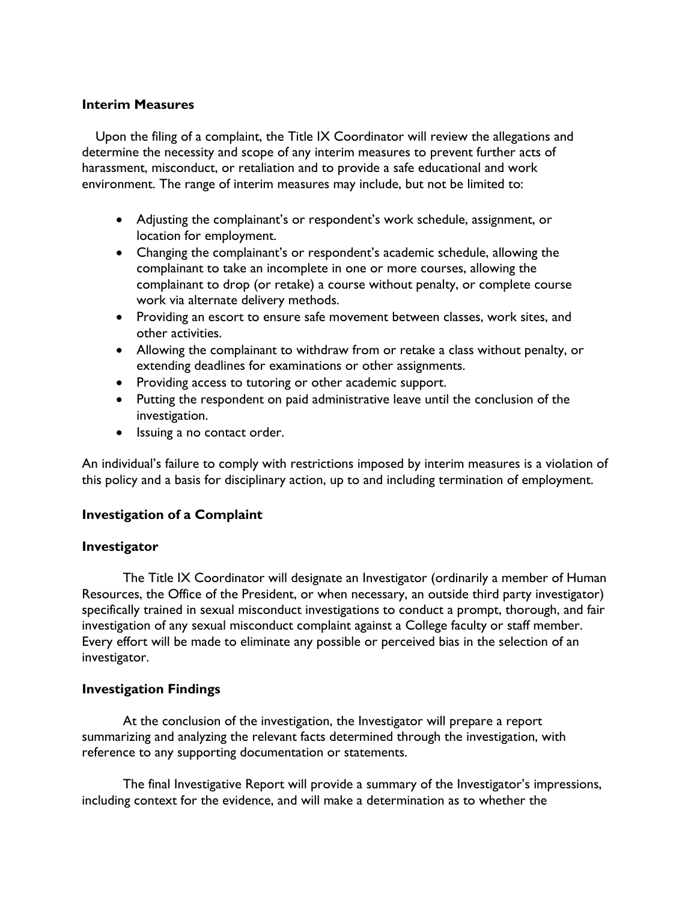**Interim Measures**

Upon the filing of a complaint, the Title IX Coordinator will review the allegations and determine the necessity and scope of any interim measures to prevent further acts of harassment, misconduct, or retaliation and to provide a safe educational and work environment. The range of interim measures may include, but not be limited to:

- Adjusting the complainant's or respondent's work schedule, assignment, or location for employment.
- Changing the complainant's or respondent's academic schedule, allowing the complainant to take an incomplete in one or more courses, allowing the complainant to drop (or retake) a course without penalty, or complete course work via alternate delivery methods.
- Providing an escort to ensure safe movement between classes, work sites, and other activities.
- Allowing the complainant to withdraw from or retake a class without penalty, or extending deadlines for examinations or other assignments.
- Providing access to tutoring or other academic support.
- Putting the respondent on paid administrative leave until the conclusion of the investigation.
- Issuing a no contact order.

An individual's failure to comply with restrictions imposed by interim measures is a violation of this policy and a basis for disciplinary action, up to and including termination of employment.

**Investigation of a Complaint**

**Investigator**

The Title IX Coordinator will designate an Investigator (ordinarily a member of Human Resources, the Office of the President, or when necessary, an outside third party investigator) specifically trained in sexual misconduct investigations to conduct a prompt, thorough, and fair investigation of any sexual misconduct complaint against a College faculty or staff member. Every effort will be made to eliminate any possible or perceived bias in the selection of an investigator.

**Investigation Findings**

At the conclusion of the investigation, the Investigator will prepare a report summarizing and analyzing the relevant facts determined through the investigation, with reference to any supporting documentation or statements.

The final Investigative Report will provide a summary of the Investigator's impressions, including context for the evidence, and will make a determination as to whether the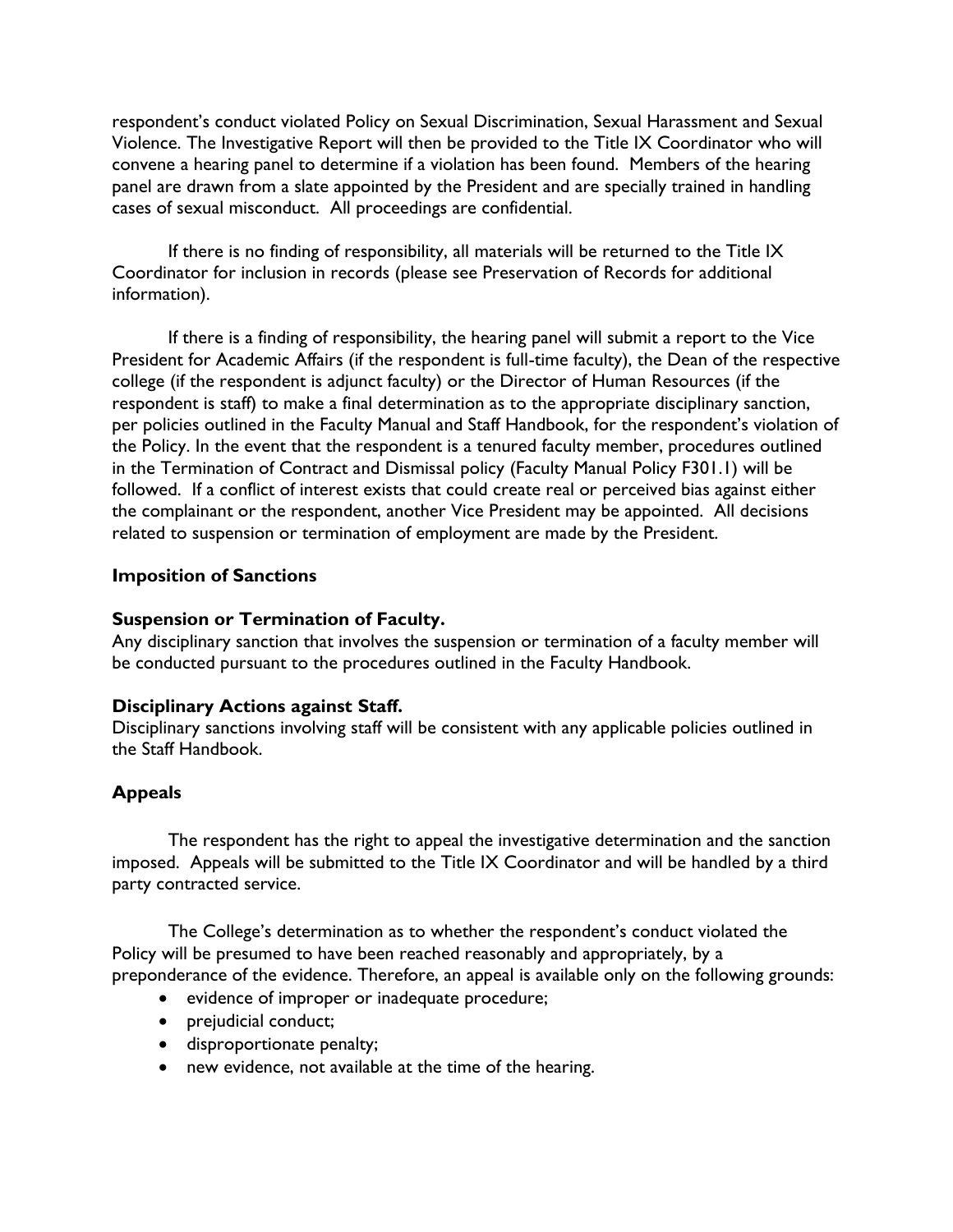respondent's conduct violated Policy on Sexual Discrimination, Sexual Harassment and Sexual Violence. The Investigative Report will then be provided to the Title IX Coordinator who will convene a hearing panel to determine if a violation has been found. Members of the hearing panel are drawn from a slate appointed by the President and are specially trained in handling cases of sexual misconduct. All proceedings are confidential.

If there is no finding of responsibility, all materials will be returned to the Title IX Coordinator for inclusion in records (please see Preservation of Records for additional information).

If there is a finding of responsibility, the hearing panel will submit a report to the Vice President for Academic Affairs (if the respondent is full-time faculty), the Dean of the respective college (if the respondent is adjunct faculty) or the Director of Human Resources (if the respondent is staff) to make a final determination as to the appropriate disciplinary sanction, per policies outlined in the Faculty Manual and Staff Handbook, for the respondent's violation of the Policy. In the event that the respondent is a tenured faculty member, procedures outlined in the Termination of Contract and Dismissal policy (Faculty Manual Policy F301.1) will be followed. If a conflict of interest exists that could create real or perceived bias against either the complainant or the respondent, another Vice President may be appointed. All decisions related to suspension or termination of employment are made by the President.

## Imposition of Sanctions

### Suspension or Termination of Faculty.

Any disciplinary sanction that involves the suspension or termination of a faculty member will be conducted pursuant to the procedures outlined in the Faculty Handbook.

### Disciplinary Actions against Staff.

Disciplinary sanctions involving staff will be consistent with any applicable policies outlined in the Staff Handbook.

## Appeals

The respondent has the right to appeal the investigative determination and the sanction imposed. Appeals will be submitted to the Title IX Coordinator and will be handled by a third party contracted service.

The College's determination as to whether the respondent's conduct violated the Policy will be presumed to have been reached reasonably and appropriately, by a preponderance of the evidence. Therefore, an appeal is available only on the following grounds:

- evidence of improper or inadequate procedure;
- prejudicial conduct;
- disproportionate penalty;
- new evidence, not available at the time of the hearing.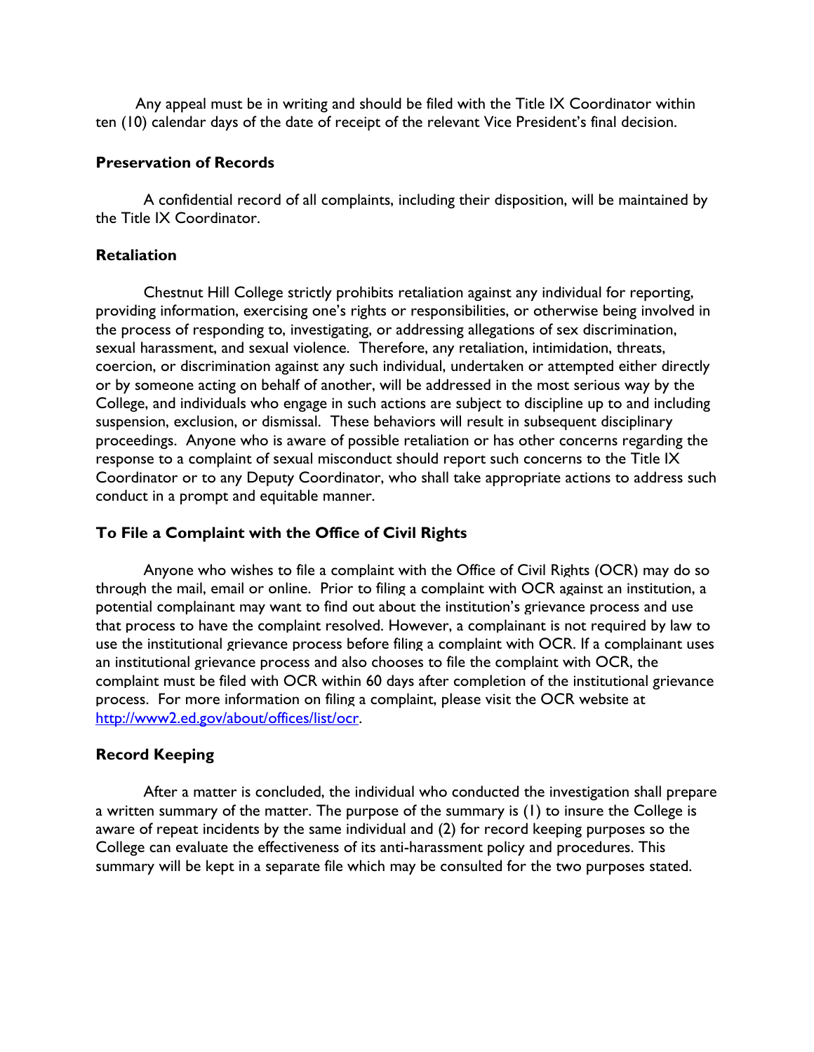Any appeal must be in writing and should be filed with the Title IX Coordinator within ten (10) calendar days of the date of receipt of the relevant Vice President's final decision.

**Preservation of Records**

A confidential record of all complaints, including their disposition, will be maintained by the Title IX Coordinator.

**Retaliation**

Chestnut Hill College strictly prohibits retaliation against any individual for reporting, providing information, exercising one's rights or responsibilities, or otherwise being involved in the process of responding to, investigating, or addressing allegations of sex discrimination, sexual harassment, and sexual violence. Therefore, any retaliation, intimidation, threats, coercion, or discrimination against any such individual, undertaken or attempted either directly or by someone acting on behalf of another, will be addressed in the most serious way by the College, and individuals who engage in such actions are subject to discipline up to and including suspension, exclusion, or dismissal. These behaviors will result in subsequent disciplinary proceedings. Anyone who is aware of possible retaliation or has other concerns regarding the response to a complaint of sexual misconduct should report such concerns to the Title IX Coordinator or to any Deputy Coordinator, who shall take appropriate actions to address such conduct in a prompt and equitable manner.

**To File a Complaint with the Office of Civil Rights**

Anyone who wishes to file a complaint with the Office of Civil Rights (OCR) may do so through the mail, email or online. Prior to filing a complaint with OCR against an institution, a potential complainant may want to find out about the institution's grievance process and use that process to have the complaint resolved. However, a complainant is not required by law to use the institutional grievance process before filing a complaint with OCR. If a complainant uses an institutional grievance process and also chooses to file the complaint with OCR, the complaint must be filed with OCR within 60 days after completion of the institutional grievance process. For more information on filing a complaint, please visit the OCR website at [http://www2.ed.gov/about/offices/list/ocr](http://www2.ed.gov/about/offices/list/ocr).

**Record Keeping**

After a matter is concluded, the individual who conducted the investigation shall prepare a written summary of the matter. The purpose of the summary is (1) to insure the College is aware of repeat incidents by the same individual and (2) for record keeping purposes so the College can evaluate the effectiveness of its anti-harassment policy and procedures. This summary will be kept in a separate file which may be consulted for the two purposes stated.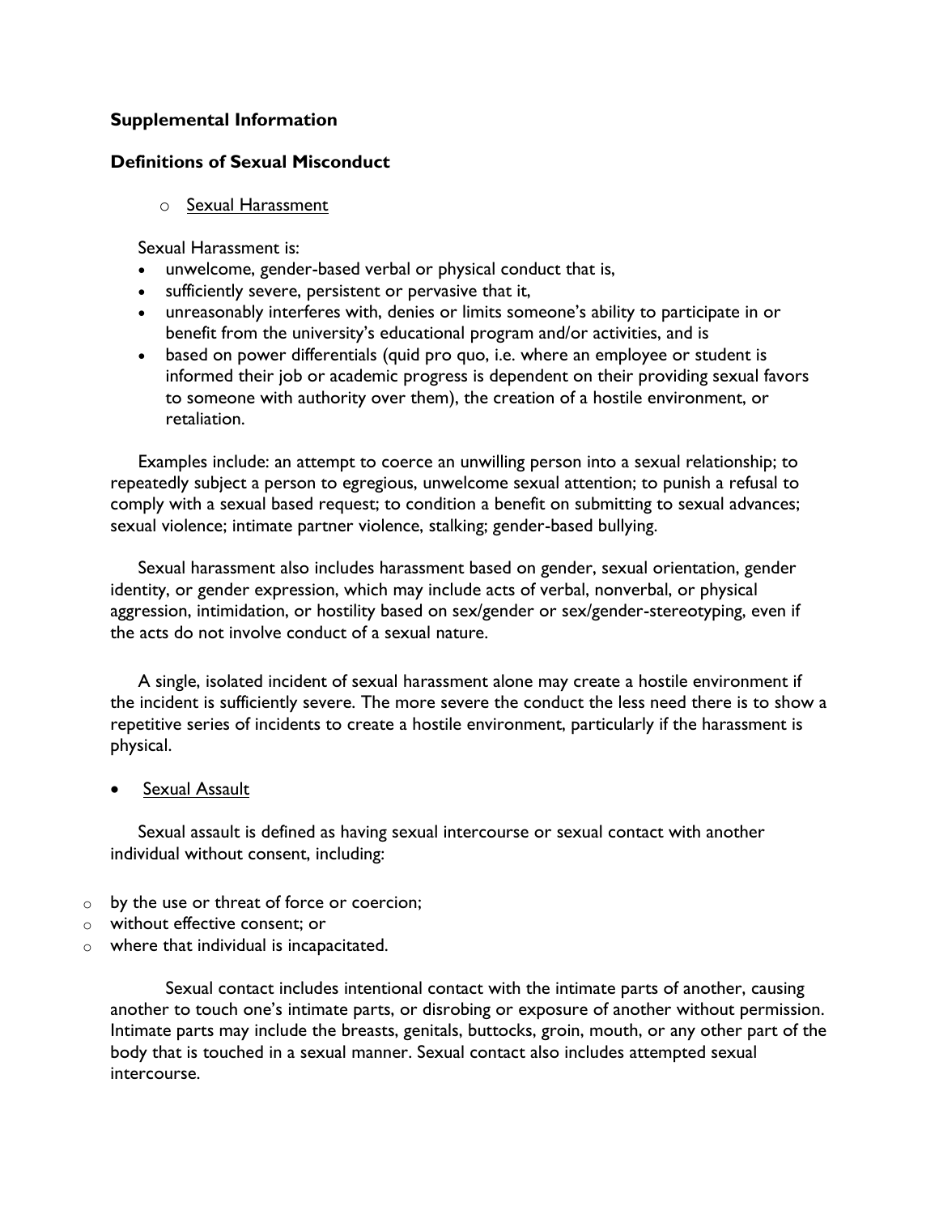**Supplemental Information**

**Definitions of Sexual Misconduct**

- Sexual Harassment

Sexual Harassment is:

- unwelcome, gender-based verbal or physical conduct that is,
- sufficiently severe, persistent or pervasive that it,
- unreasonably interferes with, denies or limits someone's ability to participate in or benefit from the university's educational program and/or activities, and is
- based on power differentials (quid pro quo, i.e. where an employee or student is informed their job or academic progress is dependent on their providing sexual favors to someone with authority over them), the creation of a hostile environment, or retaliation.

Examples include: an attempt to coerce an unwilling person into a sexual relationship; to repeatedly subject a person to egregious, unwelcome sexual attention; to punish a refusal to comply with a sexual based request; to condition a benefit on submitting to sexual advances; sexual violence; intimate partner violence, stalking; gender-based bullying.

Sexual harassment also includes harassment based on gender, sexual orientation, gender identity, or gender expression, which may include acts of verbal, nonverbal, or physical aggression, intimidation, or hostility based on sex/gender or sex/gender-stereotyping, even if the acts do not involve conduct of a sexual nature.

A single, isolated incident of sexual harassment alone may create a hostile environment if the incident is sufficiently severe. The more severe the conduct the less need there is to show a repetitive series of incidents to create a hostile environment, particularly if the harassment is physical.

- Sexual Assault

Sexual assault is defined as having sexual intercourse or sexual contact with another individual without consent, including:

- by the use or threat of force or coercion;
- without effective consent; or
- where that individual is incapacitated.

Sexual contact includes intentional contact with the intimate parts of another, causing another to touch one's intimate parts, or disrobing or exposure of another without permission. Intimate parts may include the breasts, genitals, buttocks, groin, mouth, or any other part of the body that is touched in a sexual manner. Sexual contact also includes attempted sexual intercourse.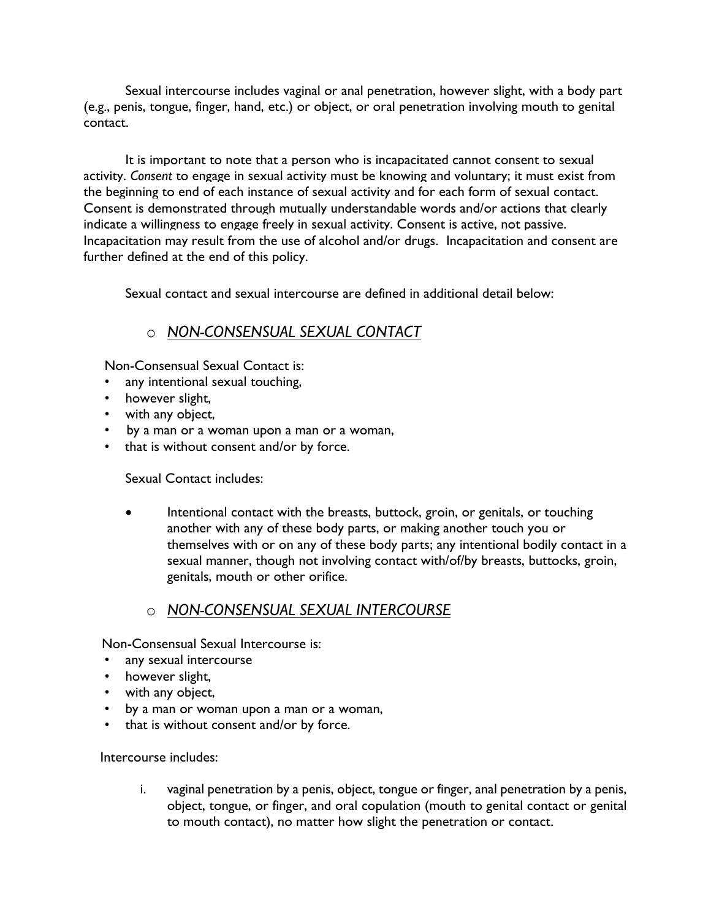Sexual intercourse includes vaginal or anal penetration, however slight, with a body part (e.g., penis, tongue, finger, hand, etc.) or object, or oral penetration involving mouth to genital contact.

It is important to note that a person who is incapacitated cannot consent to sexual activity. *Consent* to engage in sexual activity must be knowing and voluntary; it must exist from the beginning to end of each instance of sexual activity and for each form of sexual contact. Consent is demonstrated through mutually understandable words and/or actions that clearly indicate a willingness to engage freely in sexual activity. Consent is active, not passive. Incapacitation may result from the use of alcohol and/or drugs. Incapacitation and consent are further defined at the end of this policy.

Sexual contact and sexual intercourse are defined in additional detail below:

- *NON-CONSENSUAL SEXUAL CONTACT*

Non-Consensual Sexual Contact is:

- any intentional sexual touching,
- however slight,
- with any object,
- by a man or a woman upon a man or a woman,
- that is without consent and/or by force.

Sexual Contact includes:

- Intentional contact with the breasts, buttock, groin, or genitals, or touching another with any of these body parts, or making another touch you or themselves with or on any of these body parts; any intentional bodily contact in a sexual manner, though not involving contact with/of/by breasts, buttocks, groin, genitals, mouth or other orifice.

- *NON-CONSENSUAL SEXUAL INTERCOURSE*

Non-Consensual Sexual Intercourse is:

- any sexual intercourse
- however slight,
- with any object,
- by a man or woman upon a man or a woman,
- that is without consent and/or by force.

Intercourse includes:

i. vaginal penetration by a penis, object, tongue or finger, anal penetration by a penis, object, tongue, or finger, and oral copulation (mouth to genital contact or genital to mouth contact), no matter how slight the penetration or contact.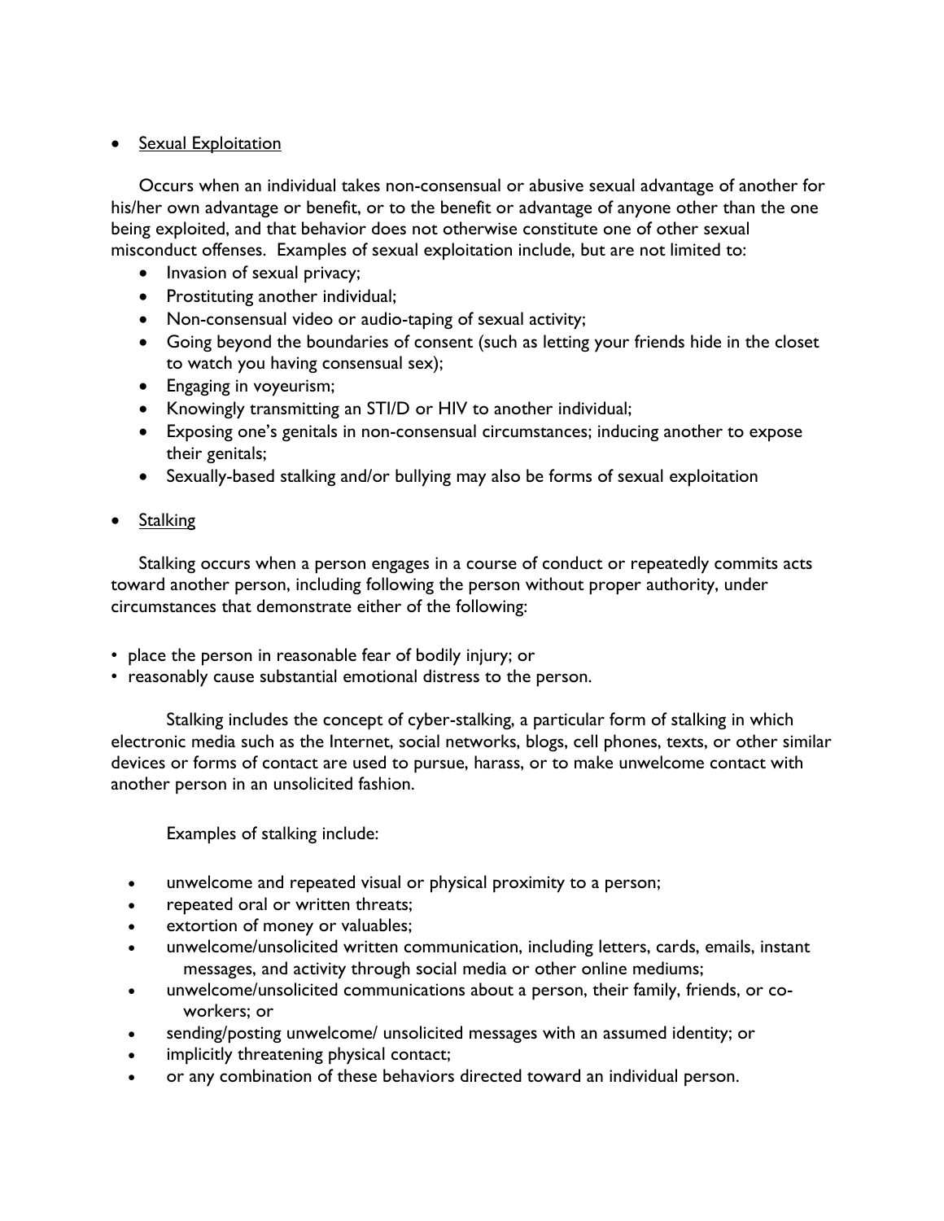- <u>Sexual Exploitation</u>

Occurs when an individual takes non-consensual or abusive sexual advantage of another for his/her own advantage or benefit, or to the benefit or advantage of anyone other than the one being exploited, and that behavior does not otherwise constitute one of other sexual misconduct offenses. Examples of sexual exploitation include, but are not limited to:

- Invasion of sexual privacy;
- Prostituting another individual;
- Non-consensual video or audio-taping of sexual activity;
- Going beyond the boundaries of consent (such as letting your friends hide in the closet to watch you having consensual sex);
- Engaging in voyeurism;
- Knowingly transmitting an STI/D or HIV to another individual;
- Exposing one's genitals in non-consensual circumstances; inducing another to expose their genitals;
- Sexually-based stalking and/or bullying may also be forms of sexual exploitation

- <u>Stalking</u>

Stalking occurs when a person engages in a course of conduct or repeatedly commits acts toward another person, including following the person without proper authority, under circumstances that demonstrate either of the following:

- place the person in reasonable fear of bodily injury; or
- reasonably cause substantial emotional distress to the person.

Stalking includes the concept of cyber-stalking, a particular form of stalking in which electronic media such as the Internet, social networks, blogs, cell phones, texts, or other similar devices or forms of contact are used to pursue, harass, or to make unwelcome contact with another person in an unsolicited fashion.

Examples of stalking include:

- unwelcome and repeated visual or physical proximity to a person;
- repeated oral or written threats;
- extortion of money or valuables;
- unwelcome/unsolicited written communication, including letters, cards, emails, instant messages, and activity through social media or other online mediums;
- unwelcome/unsolicited communications about a person, their family, friends, or co-workers; or
- sending/posting unwelcome/ unsolicited messages with an assumed identity; or
- implicitly threatening physical contact;
- or any combination of these behaviors directed toward an individual person.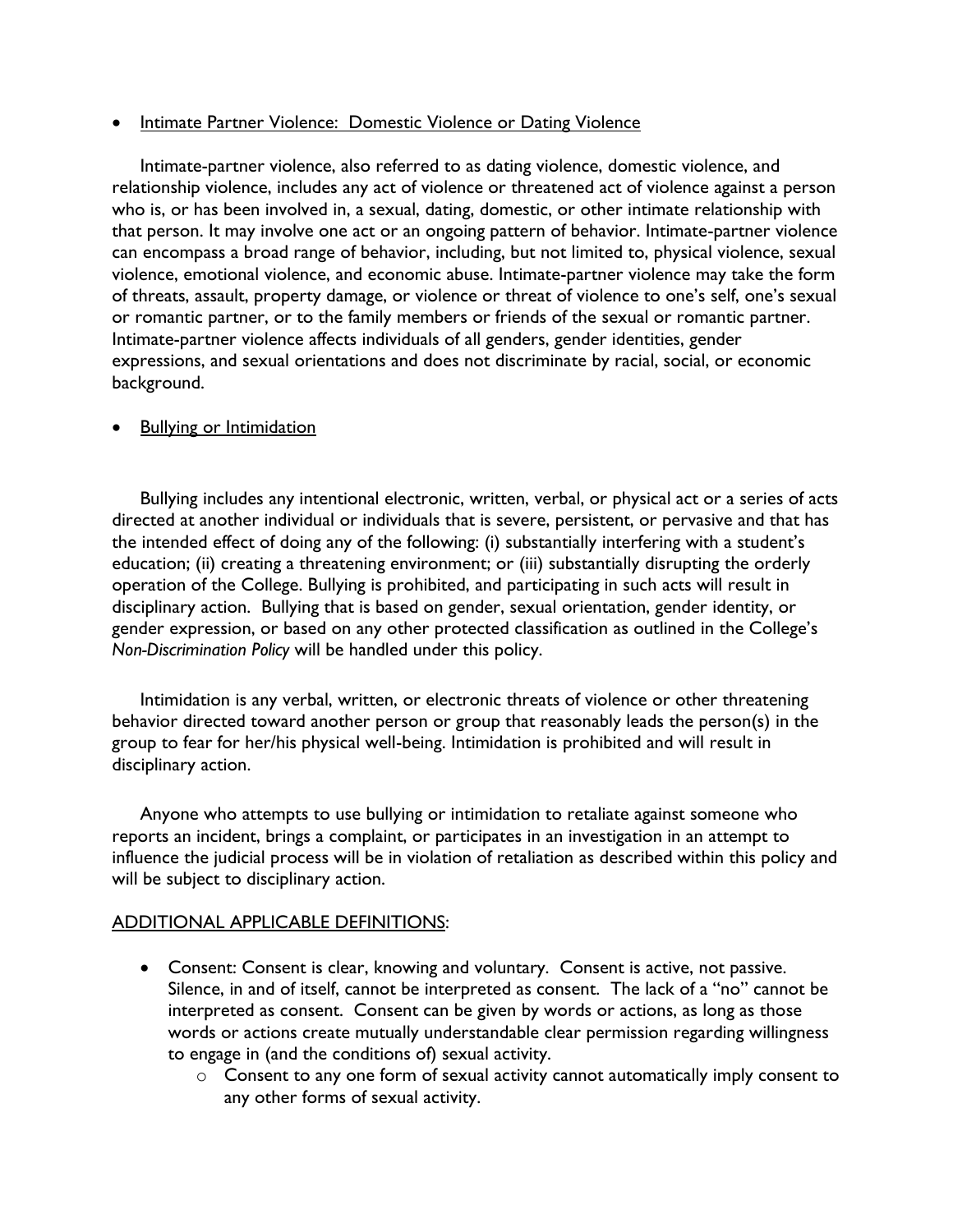- <u>Intimate Partner Violence: Domestic Violence or Dating Violence</u>

Intimate-partner violence, also referred to as dating violence, domestic violence, and relationship violence, includes any act of violence or threatened act of violence against a person who is, or has been involved in, a sexual, dating, domestic, or other intimate relationship with that person. It may involve one act or an ongoing pattern of behavior. Intimate-partner violence can encompass a broad range of behavior, including, but not limited to, physical violence, sexual violence, emotional violence, and economic abuse. Intimate-partner violence may take the form of threats, assault, property damage, or violence or threat of violence to one's self, one's sexual or romantic partner, or to the family members or friends of the sexual or romantic partner. Intimate-partner violence affects individuals of all genders, gender identities, gender expressions, and sexual orientations and does not discriminate by racial, social, or economic background.

- <u>Bullying or Intimidation</u>

Bullying includes any intentional electronic, written, verbal, or physical act or a series of acts directed at another individual or individuals that is severe, persistent, or pervasive and that has the intended effect of doing any of the following: (i) substantially interfering with a student's education; (ii) creating a threatening environment; or (iii) substantially disrupting the orderly operation of the College. Bullying is prohibited, and participating in such acts will result in disciplinary action. Bullying that is based on gender, sexual orientation, gender identity, or gender expression, or based on any other protected classification as outlined in the College's *Non-Discrimination Policy* will be handled under this policy.

Intimidation is any verbal, written, or electronic threats of violence or other threatening behavior directed toward another person or group that reasonably leads the person(s) in the group to fear for her/his physical well-being. Intimidation is prohibited and will result in disciplinary action.

Anyone who attempts to use bullying or intimidation to retaliate against someone who reports an incident, brings a complaint, or participates in an investigation in an attempt to influence the judicial process will be in violation of retaliation as described within this policy and will be subject to disciplinary action.

<u>ADDITIONAL APPLICABLE DEFINITIONS</u>:

- Consent: Consent is clear, knowing and voluntary. Consent is active, not passive. Silence, in and of itself, cannot be interpreted as consent. The lack of a "no" cannot be interpreted as consent. Consent can be given by words or actions, as long as those words or actions create mutually understandable clear permission regarding willingness to engage in (and the conditions of) sexual activity.
    - Consent to any one form of sexual activity cannot automatically imply consent to any other forms of sexual activity.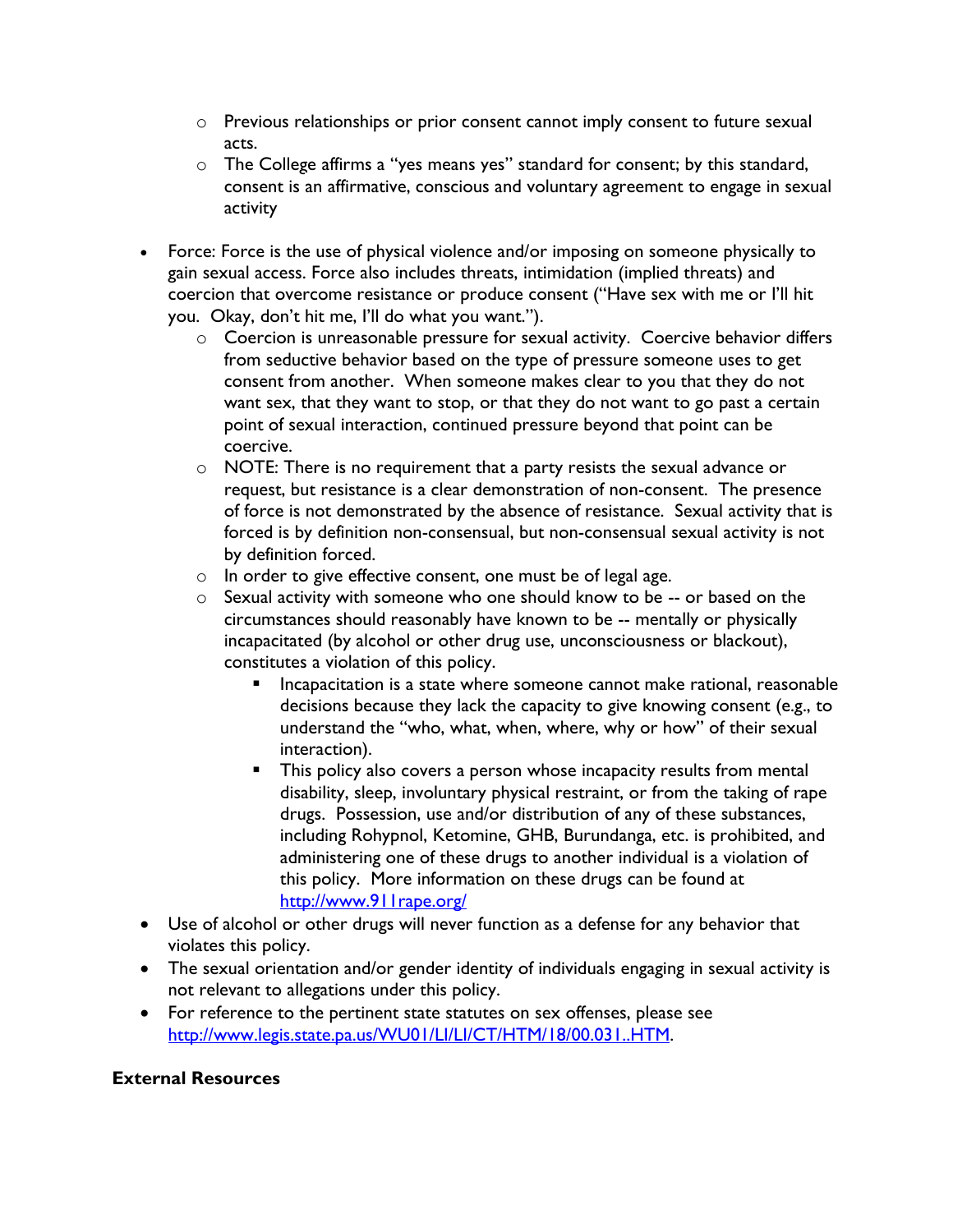- Previous relationships or prior consent cannot imply consent to future sexual acts.
  - The College affirms a "yes means yes" standard for consent; by this standard, consent is an affirmative, conscious and voluntary agreement to engage in sexual activity

- Force: Force is the use of physical violence and/or imposing on someone physically to gain sexual access. Force also includes threats, intimidation (implied threats) and coercion that overcome resistance or produce consent ("Have sex with me or I'll hit you. Okay, don't hit me, I'll do what you want.").
  - Coercion is unreasonable pressure for sexual activity. Coercive behavior differs from seductive behavior based on the type of pressure someone uses to get consent from another. When someone makes clear to you that they do not want sex, that they want to stop, or that they do not want to go past a certain point of sexual interaction, continued pressure beyond that point can be coercive.
  - NOTE: There is no requirement that a party resists the sexual advance or request, but resistance is a clear demonstration of non-consent. The presence of force is not demonstrated by the absence of resistance. Sexual activity that is forced is by definition non-consensual, but non-consensual sexual activity is not by definition forced.
  - In order to give effective consent, one must be of legal age.
  - Sexual activity with someone who one should know to be -- or based on the circumstances should reasonably have known to be -- mentally or physically incapacitated (by alcohol or other drug use, unconsciousness or blackout), constitutes a violation of this policy.
    - Incapacitation is a state where someone cannot make rational, reasonable decisions because they lack the capacity to give knowing consent (e.g., to understand the "who, what, when, where, why or how" of their sexual interaction).
    - This policy also covers a person whose incapacity results from mental disability, sleep, involuntary physical restraint, or from the taking of rape drugs. Possession, use and/or distribution of any of these substances, including Rohypnol, Ketomine, GHB, Burundanga, etc. is prohibited, and administering one of these drugs to another individual is a violation of this policy. More information on these drugs can be found at http://www.911rape.org/
- Use of alcohol or other drugs will never function as a defense for any behavior that violates this policy.
- The sexual orientation and/or gender identity of individuals engaging in sexual activity is not relevant to allegations under this policy.
- For reference to the pertinent state statutes on sex offenses, please see http://www.legis.state.pa.us/WU01/LI/LI/CT/HTM/18/00.031..HTM.

**External Resources**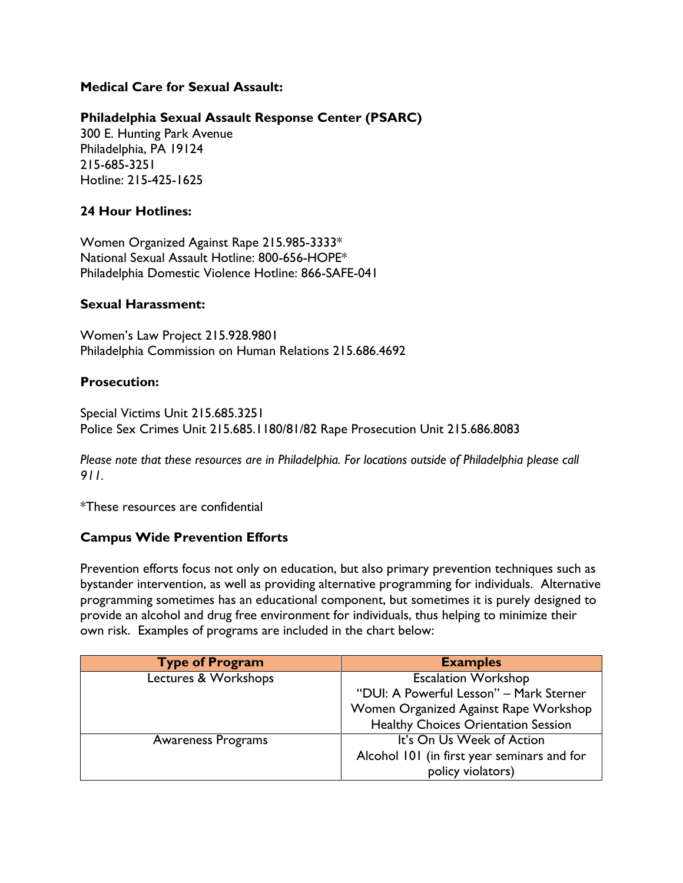**Medical Care for Sexual Assault:**

**Philadelphia Sexual Assault Response Center (PSARC)**
300 E. Hunting Park Avenue
Philadelphia, PA 19124
215-685-3251
Hotline: 215-425-1625

**24 Hour Hotlines:**

Women Organized Against Rape 215.985-3333*
National Sexual Assault Hotline: 800-656-HOPE*
Philadelphia Domestic Violence Hotline: 866-SAFE-041

**Sexual Harassment:**

Women's Law Project 215.928.9801
Philadelphia Commission on Human Relations 215.686.4692

**Prosecution:**

Special Victims Unit 215.685.3251
Police Sex Crimes Unit 215.685.1180/81/82 Rape Prosecution Unit 215.686.8083

*Please note that these resources are in Philadelphia. For locations outside of Philadelphia please call 911.*

*These resources are confidential

**Campus Wide Prevention Efforts**

Prevention efforts focus not only on education, but also primary prevention techniques such as bystander intervention, as well as providing alternative programming for individuals. Alternative programming sometimes has an educational component, but sometimes it is purely designed to provide an alcohol and drug free environment for individuals, thus helping to minimize their own risk. Examples of programs are included in the chart below:

| Type of Program | Examples |
|---|---|
| Lectures & Workshops | Escalation Workshop<br>"DUI: A Powerful Lesson" – Mark Sterner<br>Women Organized Against Rape Workshop<br>Healthy Choices Orientation Session |
| Awareness Programs | It's On Us Week of Action<br>Alcohol 101 (in first year seminars and for policy violators) |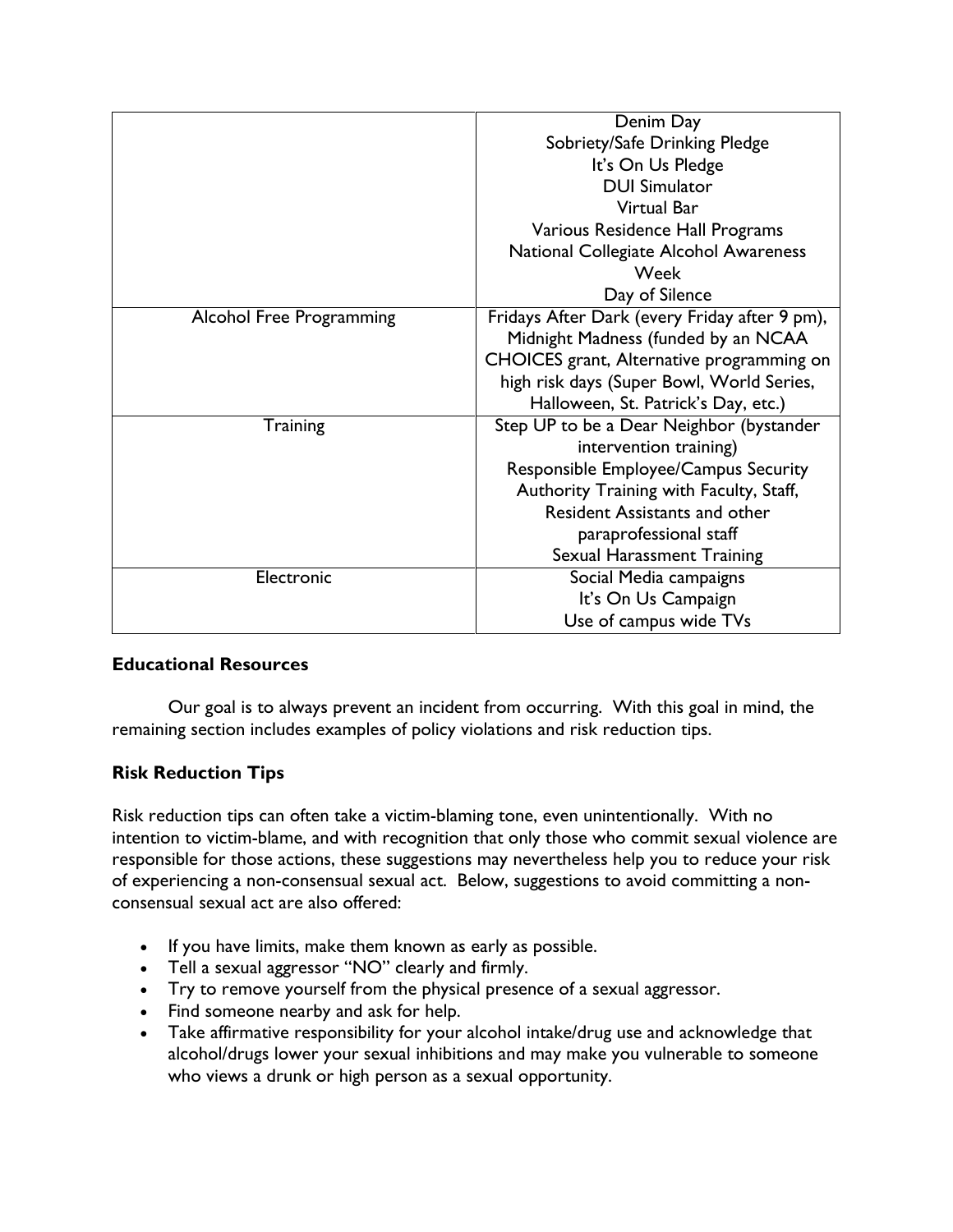| | |
|---|---|
| | Denim Day<br>Sobriety/Safe Drinking Pledge<br>It's On Us Pledge<br>DUI Simulator<br>Virtual Bar<br>Various Residence Hall Programs<br>National Collegiate Alcohol Awareness Week<br>Day of Silence |
| Alcohol Free Programming | Fridays After Dark (every Friday after 9 pm), Midnight Madness (funded by an NCAA CHOICES grant, Alternative programming on high risk days (Super Bowl, World Series, Halloween, St. Patrick's Day, etc.) |
| Training | Step UP to be a Dear Neighbor (bystander intervention training)<br>Responsible Employee/Campus Security Authority Training with Faculty, Staff, Resident Assistants and other paraprofessional staff<br>Sexual Harassment Training |
| Electronic | Social Media campaigns<br>It's On Us Campaign<br>Use of campus wide TVs |

**Educational Resources**

Our goal is to always prevent an incident from occurring. With this goal in mind, the remaining section includes examples of policy violations and risk reduction tips.

**Risk Reduction Tips**

Risk reduction tips can often take a victim-blaming tone, even unintentionally. With no intention to victim-blame, and with recognition that only those who commit sexual violence are responsible for those actions, these suggestions may nevertheless help you to reduce your risk of experiencing a non-consensual sexual act. Below, suggestions to avoid committing a non-consensual sexual act are also offered:

- If you have limits, make them known as early as possible.
- Tell a sexual aggressor "NO" clearly and firmly.
- Try to remove yourself from the physical presence of a sexual aggressor.
- Find someone nearby and ask for help.
- Take affirmative responsibility for your alcohol intake/drug use and acknowledge that alcohol/drugs lower your sexual inhibitions and may make you vulnerable to someone who views a drunk or high person as a sexual opportunity.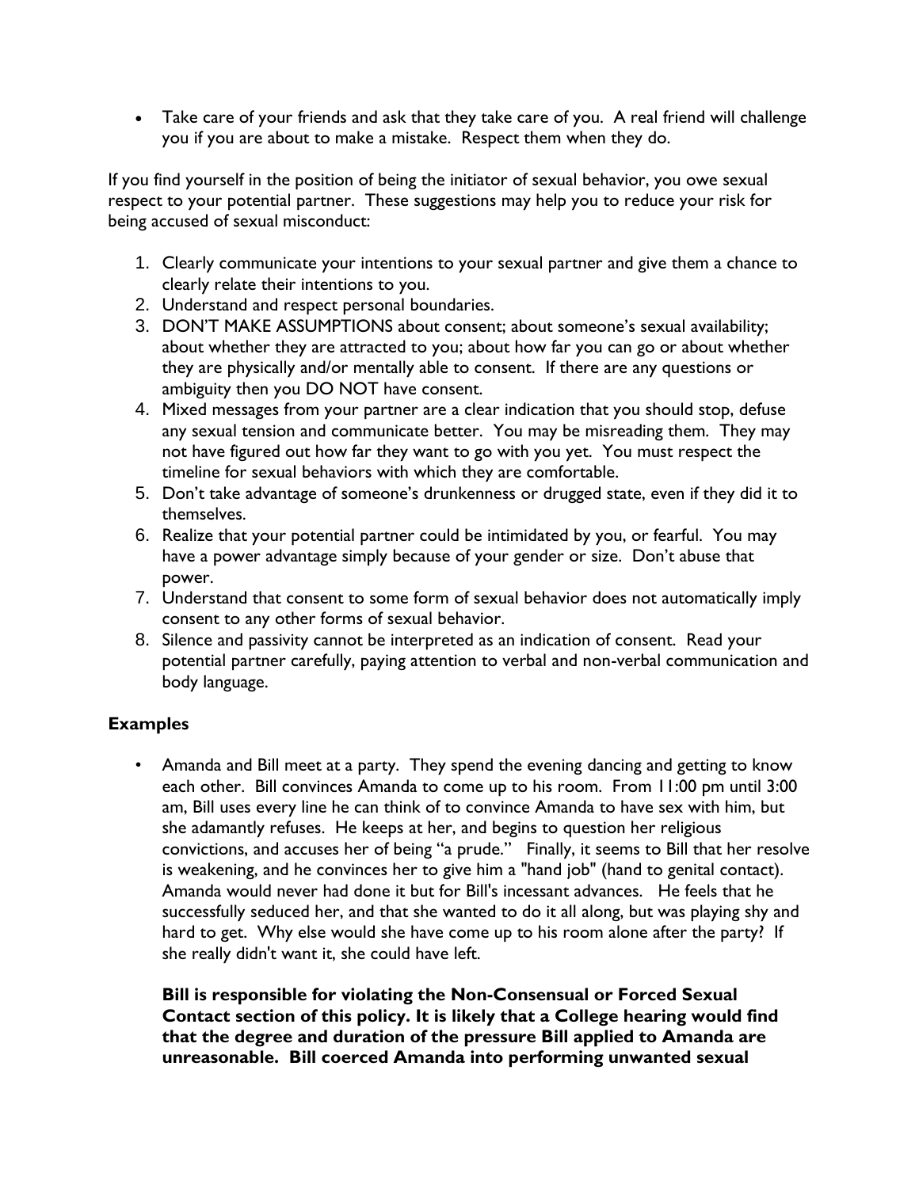- Take care of your friends and ask that they take care of you. A real friend will challenge you if you are about to make a mistake. Respect them when they do.

If you find yourself in the position of being the initiator of sexual behavior, you owe sexual respect to your potential partner. These suggestions may help you to reduce your risk for being accused of sexual misconduct:

1. Clearly communicate your intentions to your sexual partner and give them a chance to clearly relate their intentions to you.
2. Understand and respect personal boundaries.
3. DON'T MAKE ASSUMPTIONS about consent; about someone's sexual availability; about whether they are attracted to you; about how far you can go or about whether they are physically and/or mentally able to consent. If there are any questions or ambiguity then you DO NOT have consent.
4. Mixed messages from your partner are a clear indication that you should stop, defuse any sexual tension and communicate better. You may be misreading them. They may not have figured out how far they want to go with you yet. You must respect the timeline for sexual behaviors with which they are comfortable.
5. Don't take advantage of someone's drunkenness or drugged state, even if they did it to themselves.
6. Realize that your potential partner could be intimidated by you, or fearful. You may have a power advantage simply because of your gender or size. Don't abuse that power.
7. Understand that consent to some form of sexual behavior does not automatically imply consent to any other forms of sexual behavior.
8. Silence and passivity cannot be interpreted as an indication of consent. Read your potential partner carefully, paying attention to verbal and non-verbal communication and body language.

### Examples

- Amanda and Bill meet at a party. They spend the evening dancing and getting to know each other. Bill convinces Amanda to come up to his room. From 11:00 pm until 3:00 am, Bill uses every line he can think of to convince Amanda to have sex with him, but she adamantly refuses. He keeps at her, and begins to question her religious convictions, and accuses her of being "a prude." Finally, it seems to Bill that her resolve is weakening, and he convinces her to give him a "hand job" (hand to genital contact). Amanda would never had done it but for Bill's incessant advances. He feels that he successfully seduced her, and that she wanted to do it all along, but was playing shy and hard to get. Why else would she have come up to his room alone after the party? If she really didn't want it, she could have left.

  **Bill is responsible for violating the Non-Consensual or Forced Sexual Contact section of this policy. It is likely that a College hearing would find that the degree and duration of the pressure Bill applied to Amanda are unreasonable. Bill coerced Amanda into performing unwanted sexual**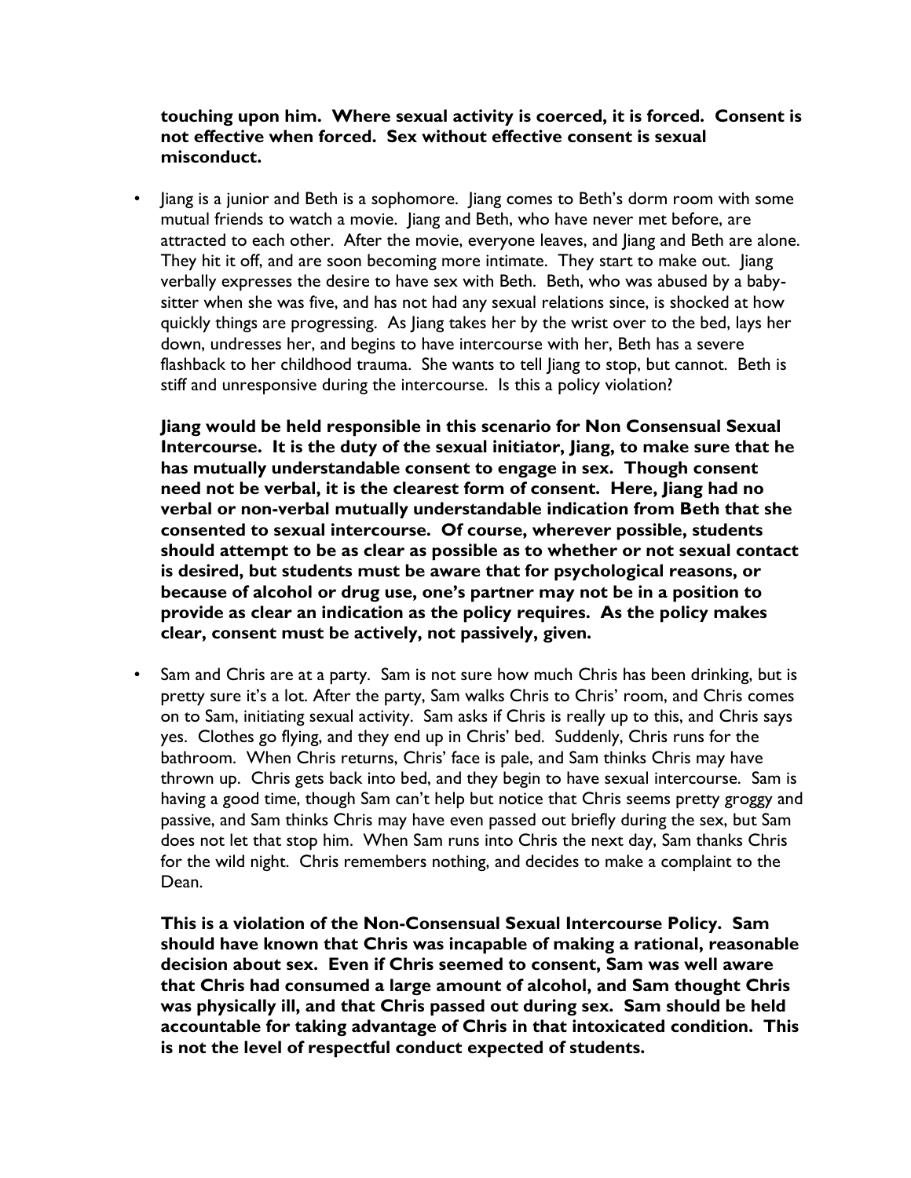**touching upon him. Where sexual activity is coerced, it is forced. Consent is not effective when forced. Sex without effective consent is sexual misconduct.**

- Jiang is a junior and Beth is a sophomore. Jiang comes to Beth's dorm room with some mutual friends to watch a movie. Jiang and Beth, who have never met before, are attracted to each other. After the movie, everyone leaves, and Jiang and Beth are alone. They hit it off, and are soon becoming more intimate. They start to make out. Jiang verbally expresses the desire to have sex with Beth. Beth, who was abused by a baby-sitter when she was five, and has not had any sexual relations since, is shocked at how quickly things are progressing. As Jiang takes her by the wrist over to the bed, lays her down, undresses her, and begins to have intercourse with her, Beth has a severe flashback to her childhood trauma. She wants to tell Jiang to stop, but cannot. Beth is stiff and unresponsive during the intercourse. Is this a policy violation?

  **Jiang would be held responsible in this scenario for Non Consensual Sexual Intercourse. It is the duty of the sexual initiator, Jiang, to make sure that he has mutually understandable consent to engage in sex. Though consent need not be verbal, it is the clearest form of consent. Here, Jiang had no verbal or non-verbal mutually understandable indication from Beth that she consented to sexual intercourse. Of course, wherever possible, students should attempt to be as clear as possible as to whether or not sexual contact is desired, but students must be aware that for psychological reasons, or because of alcohol or drug use, one's partner may not be in a position to provide as clear an indication as the policy requires. As the policy makes clear, consent must be actively, not passively, given.**

- Sam and Chris are at a party. Sam is not sure how much Chris has been drinking, but is pretty sure it's a lot. After the party, Sam walks Chris to Chris' room, and Chris comes on to Sam, initiating sexual activity. Sam asks if Chris is really up to this, and Chris says yes. Clothes go flying, and they end up in Chris' bed. Suddenly, Chris runs for the bathroom. When Chris returns, Chris' face is pale, and Sam thinks Chris may have thrown up. Chris gets back into bed, and they begin to have sexual intercourse. Sam is having a good time, though Sam can't help but notice that Chris seems pretty groggy and passive, and Sam thinks Chris may have even passed out briefly during the sex, but Sam does not let that stop him. When Sam runs into Chris the next day, Sam thanks Chris for the wild night. Chris remembers nothing, and decides to make a complaint to the Dean.

  **This is a violation of the Non-Consensual Sexual Intercourse Policy. Sam should have known that Chris was incapable of making a rational, reasonable decision about sex. Even if Chris seemed to consent, Sam was well aware that Chris had consumed a large amount of alcohol, and Sam thought Chris was physically ill, and that Chris passed out during sex. Sam should be held accountable for taking advantage of Chris in that intoxicated condition. This is not the level of respectful conduct expected of students.**